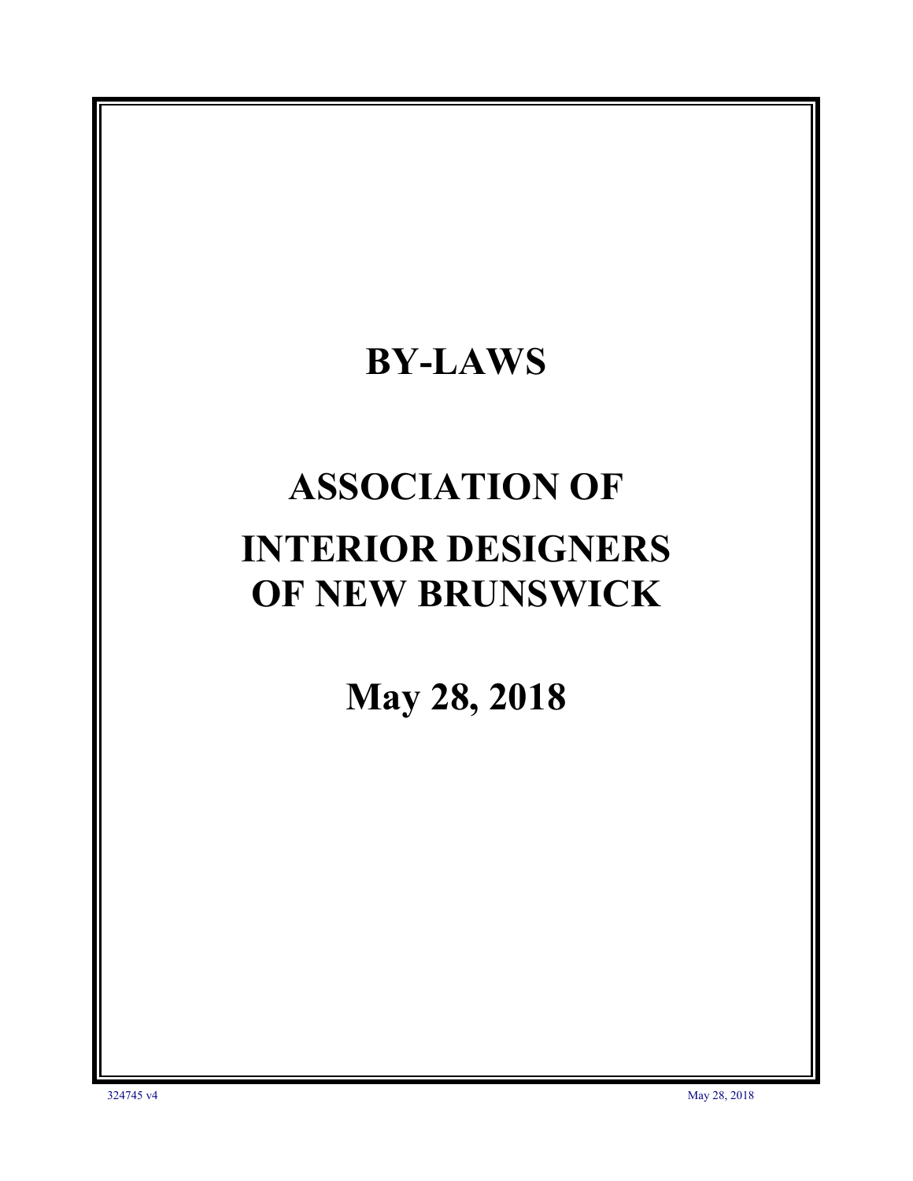# BY-LAWS

# ASSOCIATION OF INTERIOR DESIGNERS OF NEW BRUNSWICK

# May 28, 2018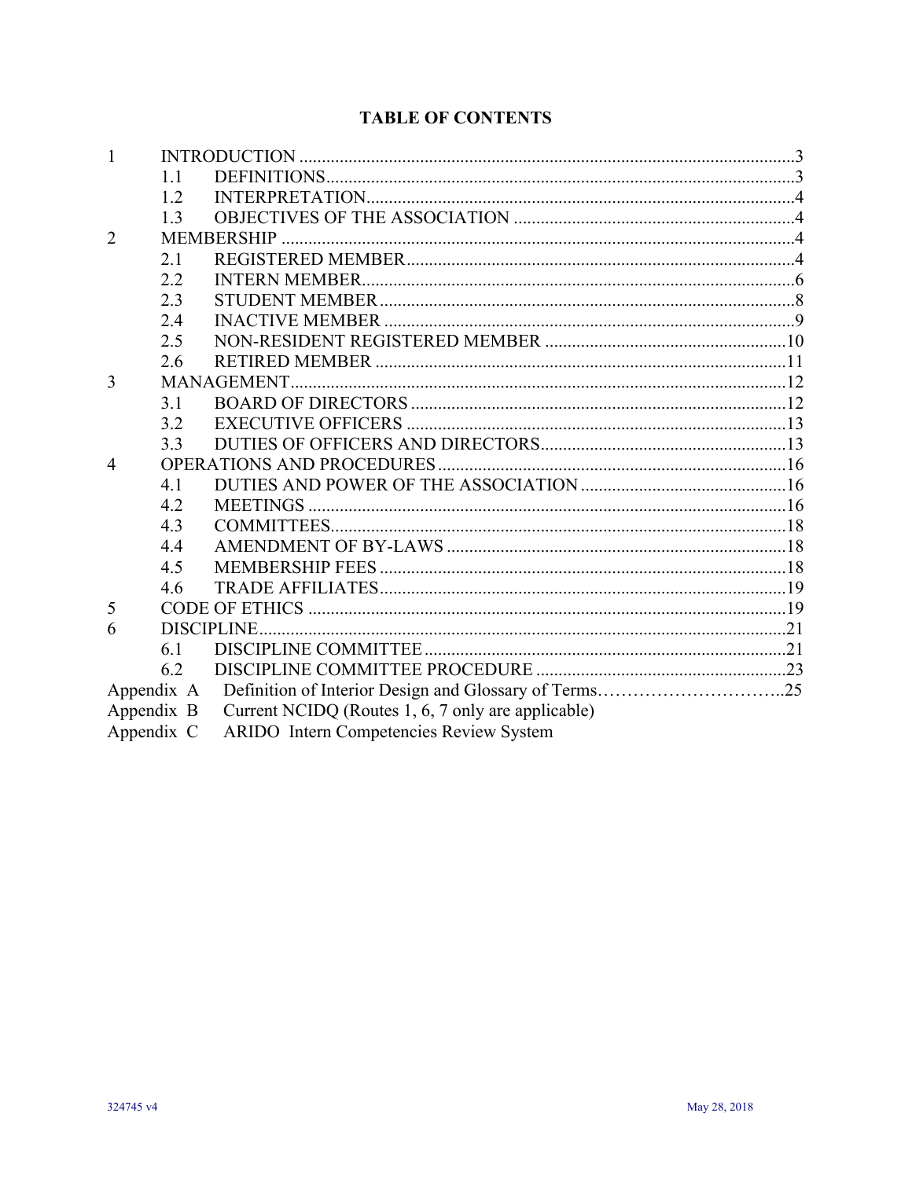## TABLE OF CONTENTS

| | | | |
|---|---|---|---|
| 1 | | INTRODUCTION | 3 |
| | 1.1 | DEFINITIONS | 3 |
| | 1.2 | INTERPRETATION | 4 |
| | 1.3 | OBJECTIVES OF THE ASSOCIATION | 4 |
| 2 | | MEMBERSHIP | 4 |
| | 2.1 | REGISTERED MEMBER | 4 |
| | 2.2 | INTERN MEMBER | 6 |
| | 2.3 | STUDENT MEMBER | 8 |
| | 2.4 | INACTIVE MEMBER | 9 |
| | 2.5 | NON-RESIDENT REGISTERED MEMBER | 10 |
| | 2.6 | RETIRED MEMBER | 11 |
| 3 | | MANAGEMENT | 12 |
| | 3.1 | BOARD OF DIRECTORS | 12 |
| | 3.2 | EXECUTIVE OFFICERS | 13 |
| | 3.3 | DUTIES OF OFFICERS AND DIRECTORS | 13 |
| 4 | | OPERATIONS AND PROCEDURES | 16 |
| | 4.1 | DUTIES AND POWER OF THE ASSOCIATION | 16 |
| | 4.2 | MEETINGS | 16 |
| | 4.3 | COMMITTEES | 18 |
| | 4.4 | AMENDMENT OF BY-LAWS | 18 |
| | 4.5 | MEMBERSHIP FEES | 18 |
| | 4.6 | TRADE AFFILIATES | 19 |
| 5 | | CODE OF ETHICS | 19 |
| 6 | | DISCIPLINE | 21 |
| | 6.1 | DISCIPLINE COMMITTEE | 21 |
| | 6.2 | DISCIPLINE COMMITTEE PROCEDURE | 23 |
| Appendix A | | Definition of Interior Design and Glossary of Terms | 25 |
| Appendix B | | Current NCIDQ (Routes 1, 6, 7 only are applicable) | |
| Appendix C | | ARIDO Intern Competencies Review System | |

324745 v4 May 28, 2018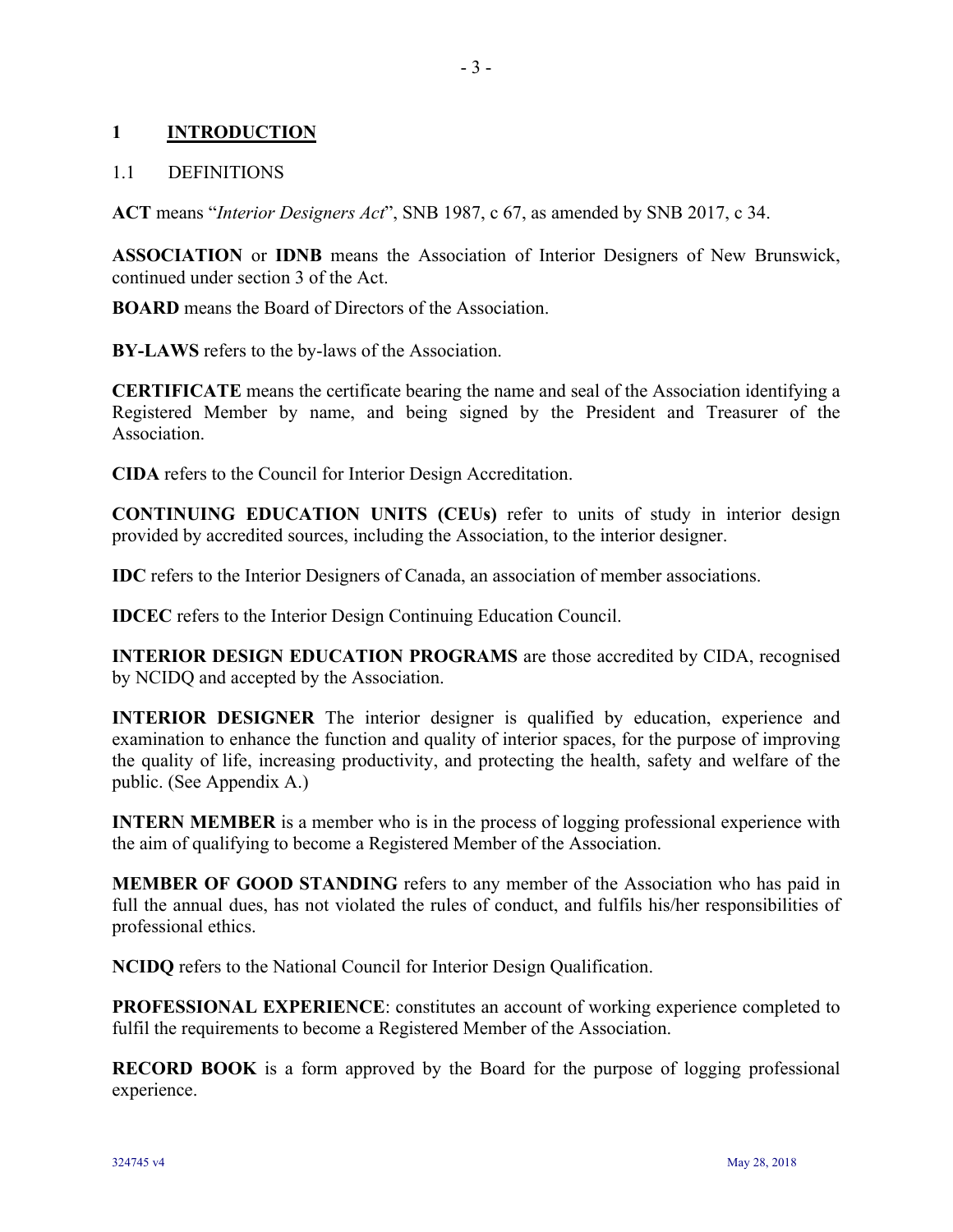# 1 INTRODUCTION

## 1.1 DEFINITIONS

**ACT** means "*Interior Designers Act*", SNB 1987, c 67, as amended by SNB 2017, c 34.

**ASSOCIATION** or **IDNB** means the Association of Interior Designers of New Brunswick, continued under section 3 of the Act.

**BOARD** means the Board of Directors of the Association.

**BY-LAWS** refers to the by-laws of the Association.

**CERTIFICATE** means the certificate bearing the name and seal of the Association identifying a Registered Member by name, and being signed by the President and Treasurer of the Association.

**CIDA** refers to the Council for Interior Design Accreditation.

**CONTINUING EDUCATION UNITS (CEUs)** refer to units of study in interior design provided by accredited sources, including the Association, to the interior designer.

**IDC** refers to the Interior Designers of Canada, an association of member associations.

**IDCEC** refers to the Interior Design Continuing Education Council.

**INTERIOR DESIGN EDUCATION PROGRAMS** are those accredited by CIDA, recognised by NCIDQ and accepted by the Association.

**INTERIOR DESIGNER** The interior designer is qualified by education, experience and examination to enhance the function and quality of interior spaces, for the purpose of improving the quality of life, increasing productivity, and protecting the health, safety and welfare of the public. (See Appendix A.)

**INTERN MEMBER** is a member who is in the process of logging professional experience with the aim of qualifying to become a Registered Member of the Association.

**MEMBER OF GOOD STANDING** refers to any member of the Association who has paid in full the annual dues, has not violated the rules of conduct, and fulfils his/her responsibilities of professional ethics.

**NCIDQ** refers to the National Council for Interior Design Qualification.

**PROFESSIONAL EXPERIENCE**: constitutes an account of working experience completed to fulfil the requirements to become a Registered Member of the Association.

**RECORD BOOK** is a form approved by the Board for the purpose of logging professional experience.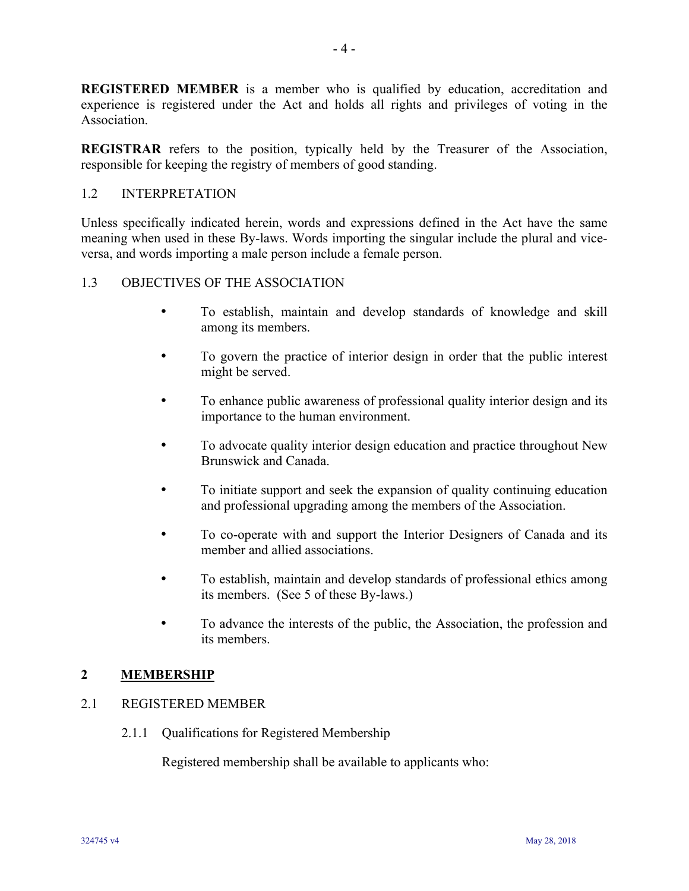**REGISTERED MEMBER** is a member who is qualified by education, accreditation and experience is registered under the Act and holds all rights and privileges of voting in the Association.

**REGISTRAR** refers to the position, typically held by the Treasurer of the Association, responsible for keeping the registry of members of good standing.

1.2 INTERPRETATION

Unless specifically indicated herein, words and expressions defined in the Act have the same meaning when used in these By-laws. Words importing the singular include the plural and vice-versa, and words importing a male person include a female person.

1.3 OBJECTIVES OF THE ASSOCIATION

- To establish, maintain and develop standards of knowledge and skill among its members.
- To govern the practice of interior design in order that the public interest might be served.
- To enhance public awareness of professional quality interior design and its importance to the human environment.
- To advocate quality interior design education and practice throughout New Brunswick and Canada.
- To initiate support and seek the expansion of quality continuing education and professional upgrading among the members of the Association.
- To co-operate with and support the Interior Designers of Canada and its member and allied associations.
- To establish, maintain and develop standards of professional ethics among its members. (See 5 of these By-laws.)
- To advance the interests of the public, the Association, the profession and its members.

## 2 <u>MEMBERSHIP</u>

2.1 REGISTERED MEMBER

2.1.1 Qualifications for Registered Membership

Registered membership shall be available to applicants who: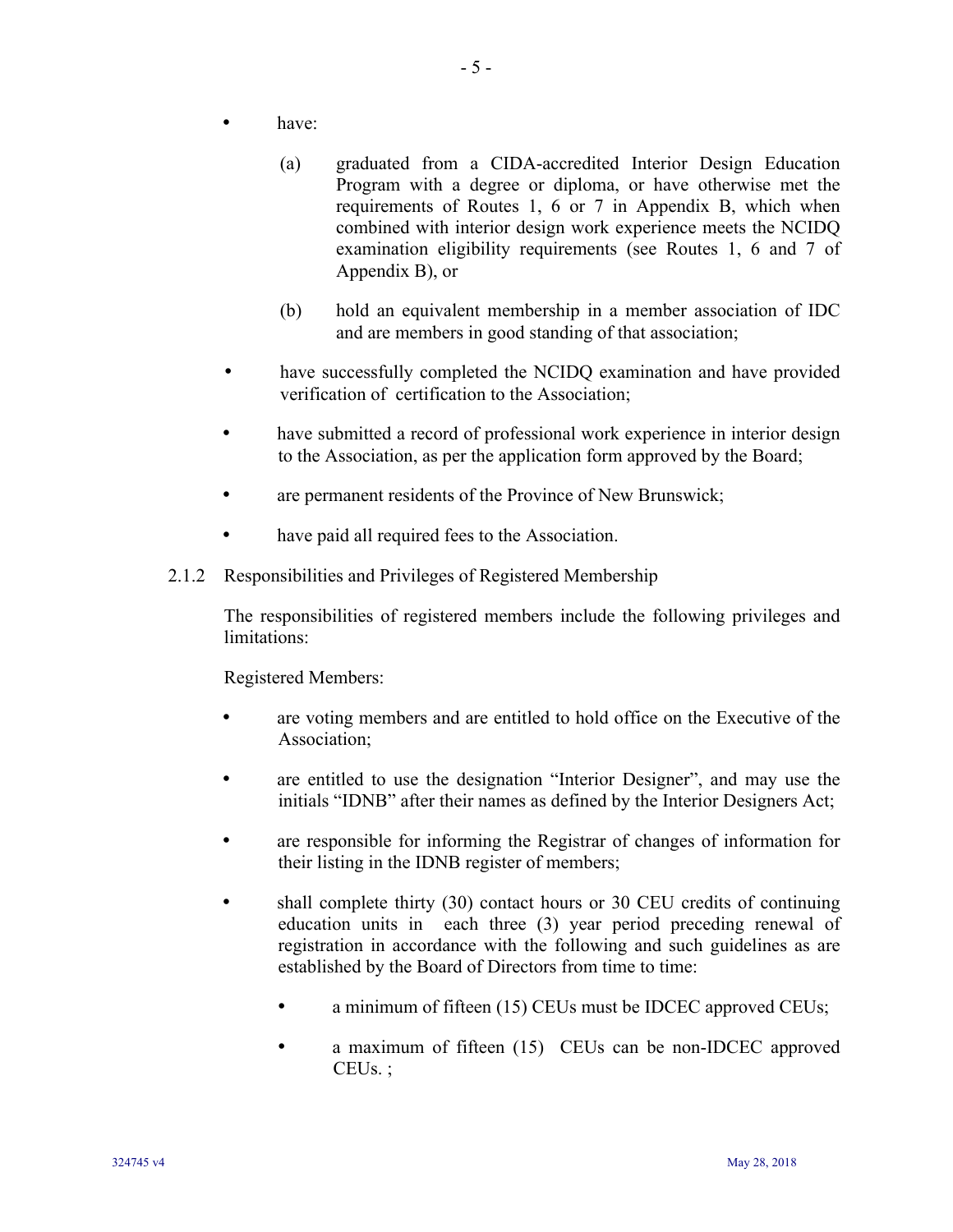- have:

  (a) graduated from a CIDA-accredited Interior Design Education Program with a degree or diploma, or have otherwise met the requirements of Routes 1, 6 or 7 in Appendix B, which when combined with interior design work experience meets the NCIDQ examination eligibility requirements (see Routes 1, 6 and 7 of Appendix B), or

  (b) hold an equivalent membership in a member association of IDC and are members in good standing of that association;

- have successfully completed the NCIDQ examination and have provided verification of certification to the Association;
- have submitted a record of professional work experience in interior design to the Association, as per the application form approved by the Board;
- are permanent residents of the Province of New Brunswick;
- have paid all required fees to the Association.

2.1.2 Responsibilities and Privileges of Registered Membership

The responsibilities of registered members include the following privileges and limitations:

Registered Members:

- are voting members and are entitled to hold office on the Executive of the Association;
- are entitled to use the designation "Interior Designer", and may use the initials "IDNB" after their names as defined by the Interior Designers Act;
- are responsible for informing the Registrar of changes of information for their listing in the IDNB register of members;
- shall complete thirty (30) contact hours or 30 CEU credits of continuing education units in each three (3) year period preceding renewal of registration in accordance with the following and such guidelines as are established by the Board of Directors from time to time:
  - a minimum of fifteen (15) CEUs must be IDCEC approved CEUs;
  - a maximum of fifteen (15) CEUs can be non-IDCEC approved CEUs. ;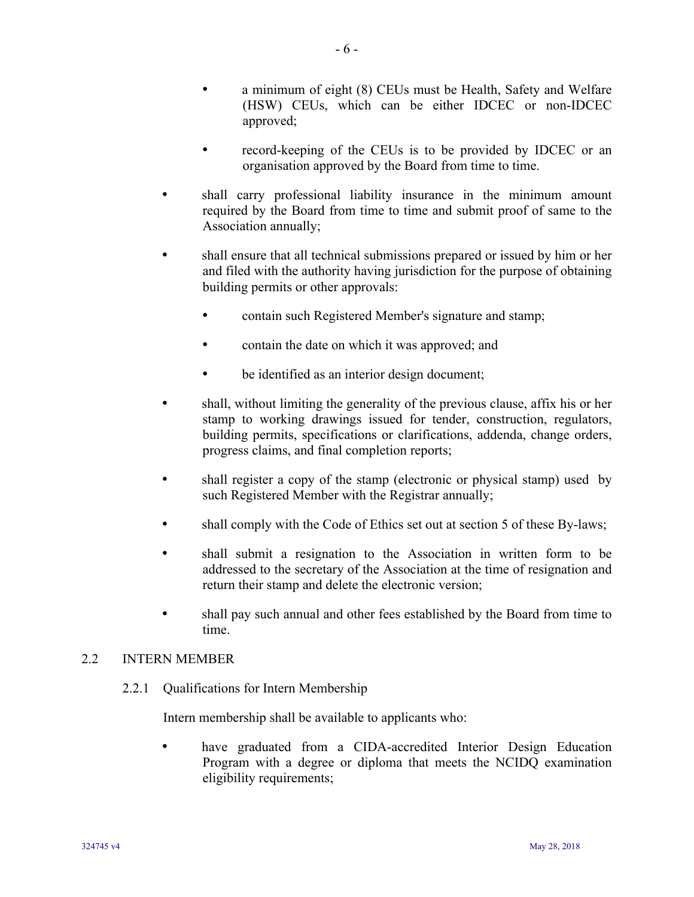- a minimum of eight (8) CEUs must be Health, Safety and Welfare (HSW) CEUs, which can be either IDCEC or non-IDCEC approved;

  - record-keeping of the CEUs is to be provided by IDCEC or an organisation approved by the Board from time to time.

- shall carry professional liability insurance in the minimum amount required by the Board from time to time and submit proof of same to the Association annually;

- shall ensure that all technical submissions prepared or issued by him or her and filed with the authority having jurisdiction for the purpose of obtaining building permits or other approvals:

  - contain such Registered Member's signature and stamp;

  - contain the date on which it was approved; and

  - be identified as an interior design document;

- shall, without limiting the generality of the previous clause, affix his or her stamp to working drawings issued for tender, construction, regulators, building permits, specifications or clarifications, addenda, change orders, progress claims, and final completion reports;

- shall register a copy of the stamp (electronic or physical stamp) used by such Registered Member with the Registrar annually;

- shall comply with the Code of Ethics set out at section 5 of these By-laws;

- shall submit a resignation to the Association in written form to be addressed to the secretary of the Association at the time of resignation and return their stamp and delete the electronic version;

- shall pay such annual and other fees established by the Board from time to time.

## 2.2 INTERN MEMBER

### 2.2.1 Qualifications for Intern Membership

Intern membership shall be available to applicants who:

- have graduated from a CIDA-accredited Interior Design Education Program with a degree or diploma that meets the NCIDQ examination eligibility requirements;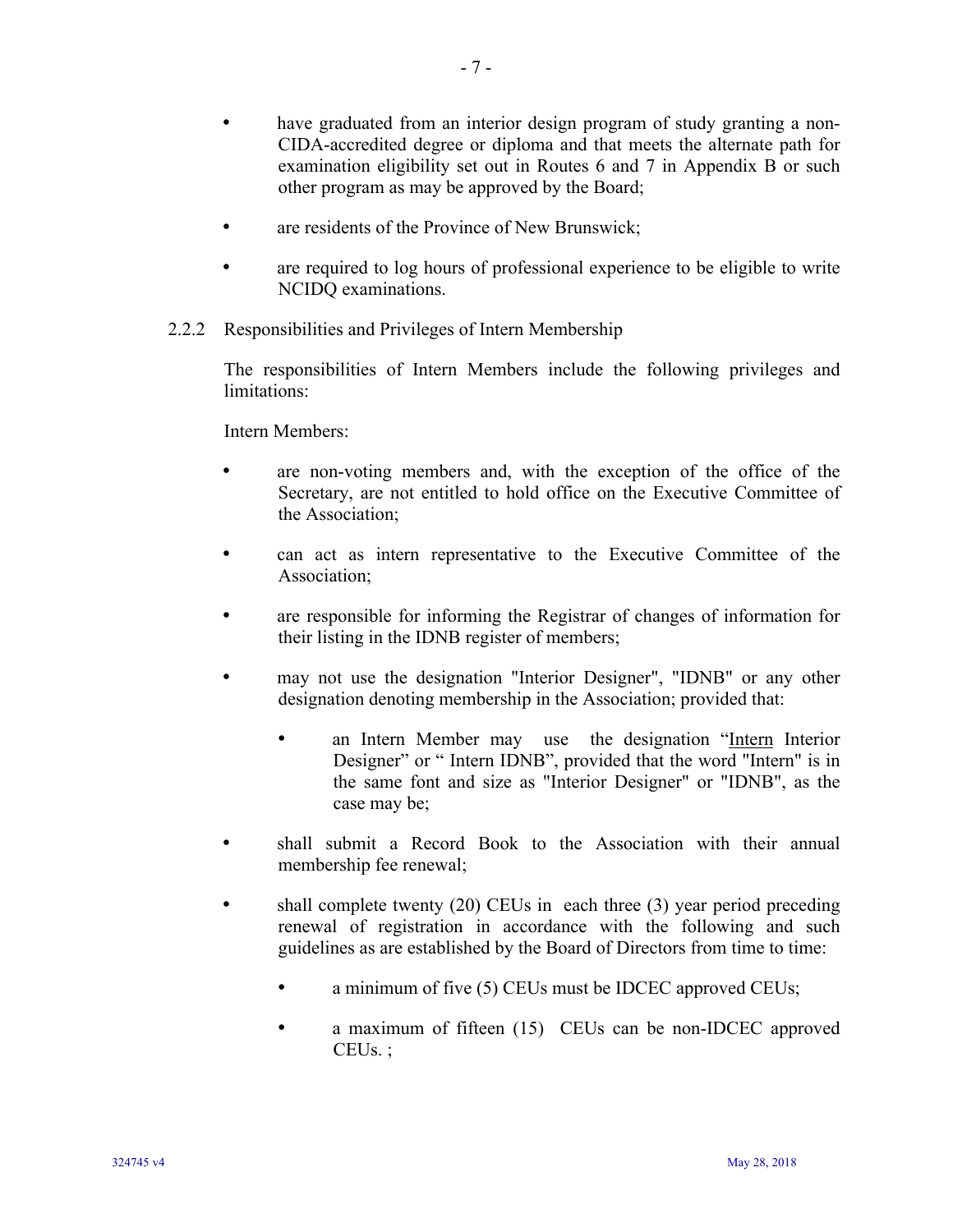- have graduated from an interior design program of study granting a non-CIDA-accredited degree or diploma and that meets the alternate path for examination eligibility set out in Routes 6 and 7 in Appendix B or such other program as may be approved by the Board;
- are residents of the Province of New Brunswick;
- are required to log hours of professional experience to be eligible to write NCIDQ examinations.

2.2.2 Responsibilities and Privileges of Intern Membership

The responsibilities of Intern Members include the following privileges and limitations:

Intern Members:

- are non-voting members and, with the exception of the office of the Secretary, are not entitled to hold office on the Executive Committee of the Association;
- can act as intern representative to the Executive Committee of the Association;
- are responsible for informing the Registrar of changes of information for their listing in the IDNB register of members;
- may not use the designation "Interior Designer", "IDNB" or any other designation denoting membership in the Association; provided that:
  - an Intern Member may use the designation "<u>Intern</u> Interior Designer" or " Intern IDNB", provided that the word "Intern" is in the same font and size as "Interior Designer" or "IDNB", as the case may be;
- shall submit a Record Book to the Association with their annual membership fee renewal;
- shall complete twenty (20) CEUs in each three (3) year period preceding renewal of registration in accordance with the following and such guidelines as are established by the Board of Directors from time to time:
  - a minimum of five (5) CEUs must be IDCEC approved CEUs;
  - a maximum of fifteen (15) CEUs can be non-IDCEC approved CEUs. ;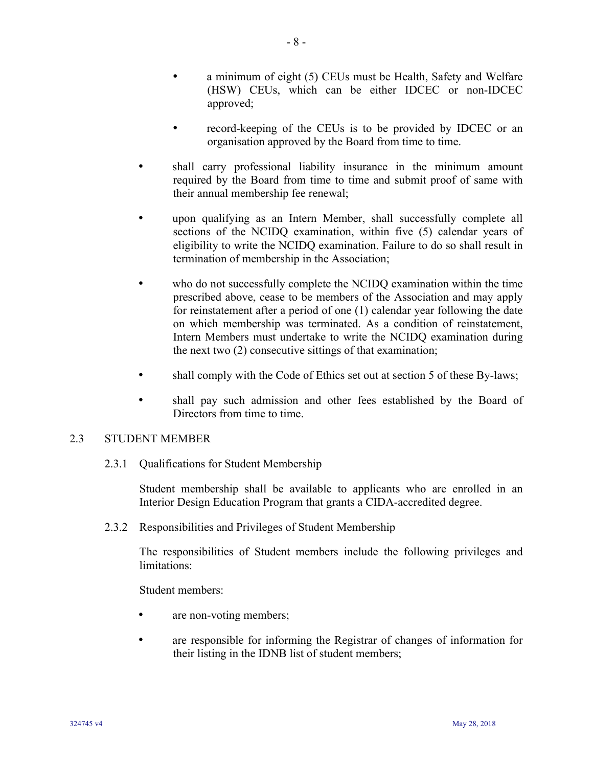- a minimum of eight (5) CEUs must be Health, Safety and Welfare (HSW) CEUs, which can be either IDCEC or non-IDCEC approved;

- record-keeping of the CEUs is to be provided by IDCEC or an organisation approved by the Board from time to time.

- shall carry professional liability insurance in the minimum amount required by the Board from time to time and submit proof of same with their annual membership fee renewal;

- upon qualifying as an Intern Member, shall successfully complete all sections of the NCIDQ examination, within five (5) calendar years of eligibility to write the NCIDQ examination. Failure to do so shall result in termination of membership in the Association;

- who do not successfully complete the NCIDQ examination within the time prescribed above, cease to be members of the Association and may apply for reinstatement after a period of one (1) calendar year following the date on which membership was terminated. As a condition of reinstatement, Intern Members must undertake to write the NCIDQ examination during the next two (2) consecutive sittings of that examination;

- shall comply with the Code of Ethics set out at section 5 of these By-laws;

- shall pay such admission and other fees established by the Board of Directors from time to time.

## 2.3 STUDENT MEMBER

### 2.3.1 Qualifications for Student Membership

Student membership shall be available to applicants who are enrolled in an Interior Design Education Program that grants a CIDA-accredited degree.

### 2.3.2 Responsibilities and Privileges of Student Membership

The responsibilities of Student members include the following privileges and limitations:

Student members:

- are non-voting members;

- are responsible for informing the Registrar of changes of information for their listing in the IDNB list of student members;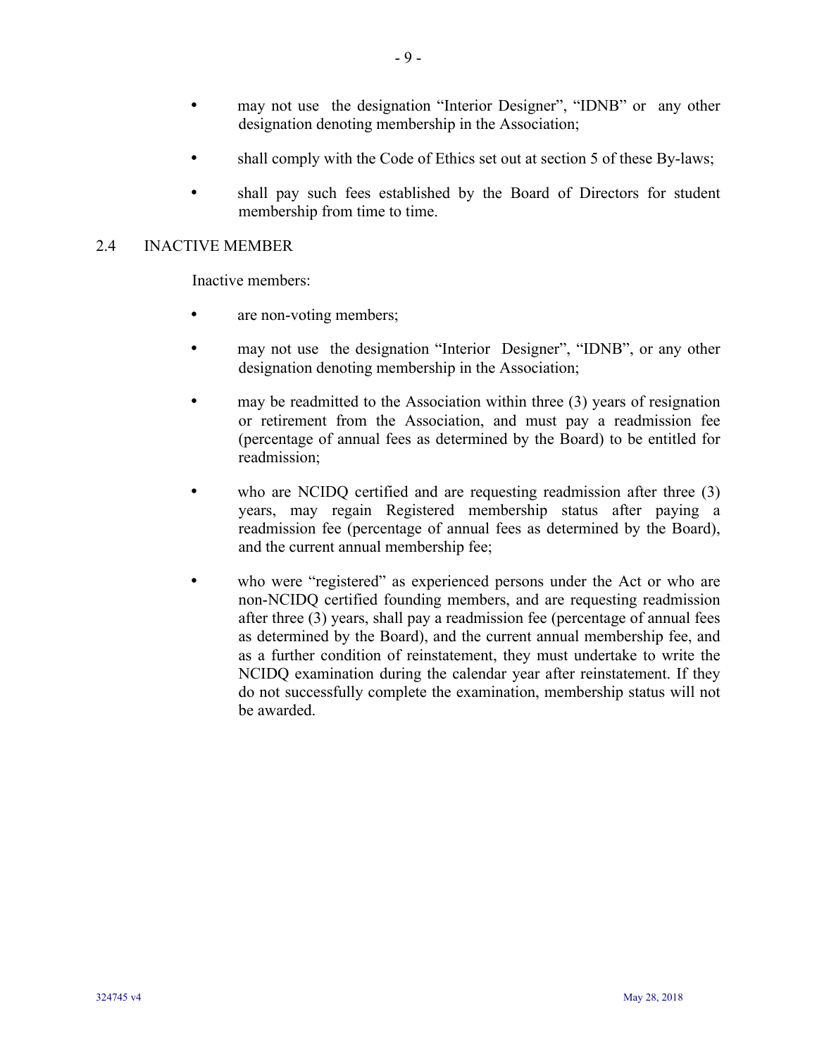- may not use the designation “Interior Designer”, “IDNB” or any other designation denoting membership in the Association;
- shall comply with the Code of Ethics set out at section 5 of these By-laws;
- shall pay such fees established by the Board of Directors for student membership from time to time.

## 2.4 INACTIVE MEMBER

Inactive members:

- are non-voting members;
- may not use the designation “Interior Designer”, “IDNB”, or any other designation denoting membership in the Association;
- may be readmitted to the Association within three (3) years of resignation or retirement from the Association, and must pay a readmission fee (percentage of annual fees as determined by the Board) to be entitled for readmission;
- who are NCIDQ certified and are requesting readmission after three (3) years, may regain Registered membership status after paying a readmission fee (percentage of annual fees as determined by the Board), and the current annual membership fee;
- who were “registered” as experienced persons under the Act or who are non-NCIDQ certified founding members, and are requesting readmission after three (3) years, shall pay a readmission fee (percentage of annual fees as determined by the Board), and the current annual membership fee, and as a further condition of reinstatement, they must undertake to write the NCIDQ examination during the calendar year after reinstatement. If they do not successfully complete the examination, membership status will not be awarded.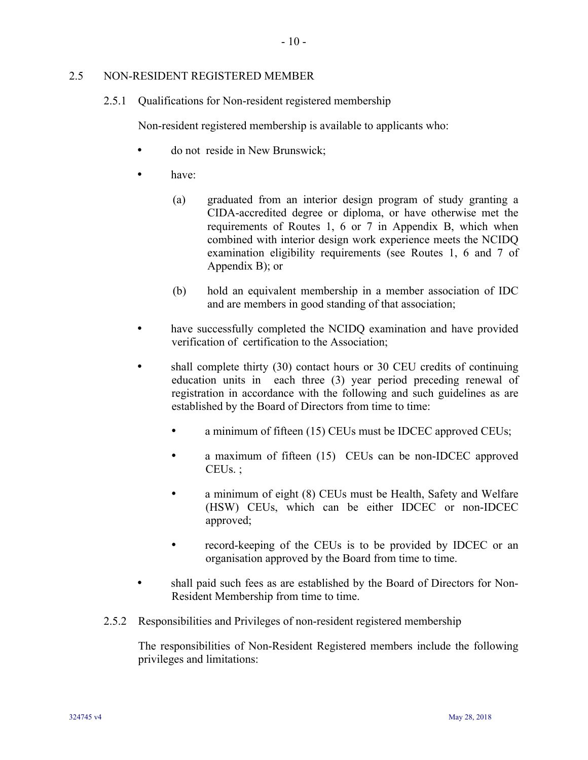## 2.5 NON-RESIDENT REGISTERED MEMBER

### 2.5.1 Qualifications for Non-resident registered membership

Non-resident registered membership is available to applicants who:

- do not reside in New Brunswick;
- have:
  - (a) graduated from an interior design program of study granting a CIDA-accredited degree or diploma, or have otherwise met the requirements of Routes 1, 6 or 7 in Appendix B, which when combined with interior design work experience meets the NCIDQ examination eligibility requirements (see Routes 1, 6 and 7 of Appendix B); or
  - (b) hold an equivalent membership in a member association of IDC and are members in good standing of that association;
- have successfully completed the NCIDQ examination and have provided verification of certification to the Association;
- shall complete thirty (30) contact hours or 30 CEU credits of continuing education units in each three (3) year period preceding renewal of registration in accordance with the following and such guidelines as are established by the Board of Directors from time to time:
  - a minimum of fifteen (15) CEUs must be IDCEC approved CEUs;
  - a maximum of fifteen (15) CEUs can be non-IDCEC approved CEUs. ;
  - a minimum of eight (8) CEUs must be Health, Safety and Welfare (HSW) CEUs, which can be either IDCEC or non-IDCEC approved;
  - record-keeping of the CEUs is to be provided by IDCEC or an organisation approved by the Board from time to time.
- shall paid such fees as are established by the Board of Directors for Non-Resident Membership from time to time.

### 2.5.2 Responsibilities and Privileges of non-resident registered membership

The responsibilities of Non-Resident Registered members include the following privileges and limitations: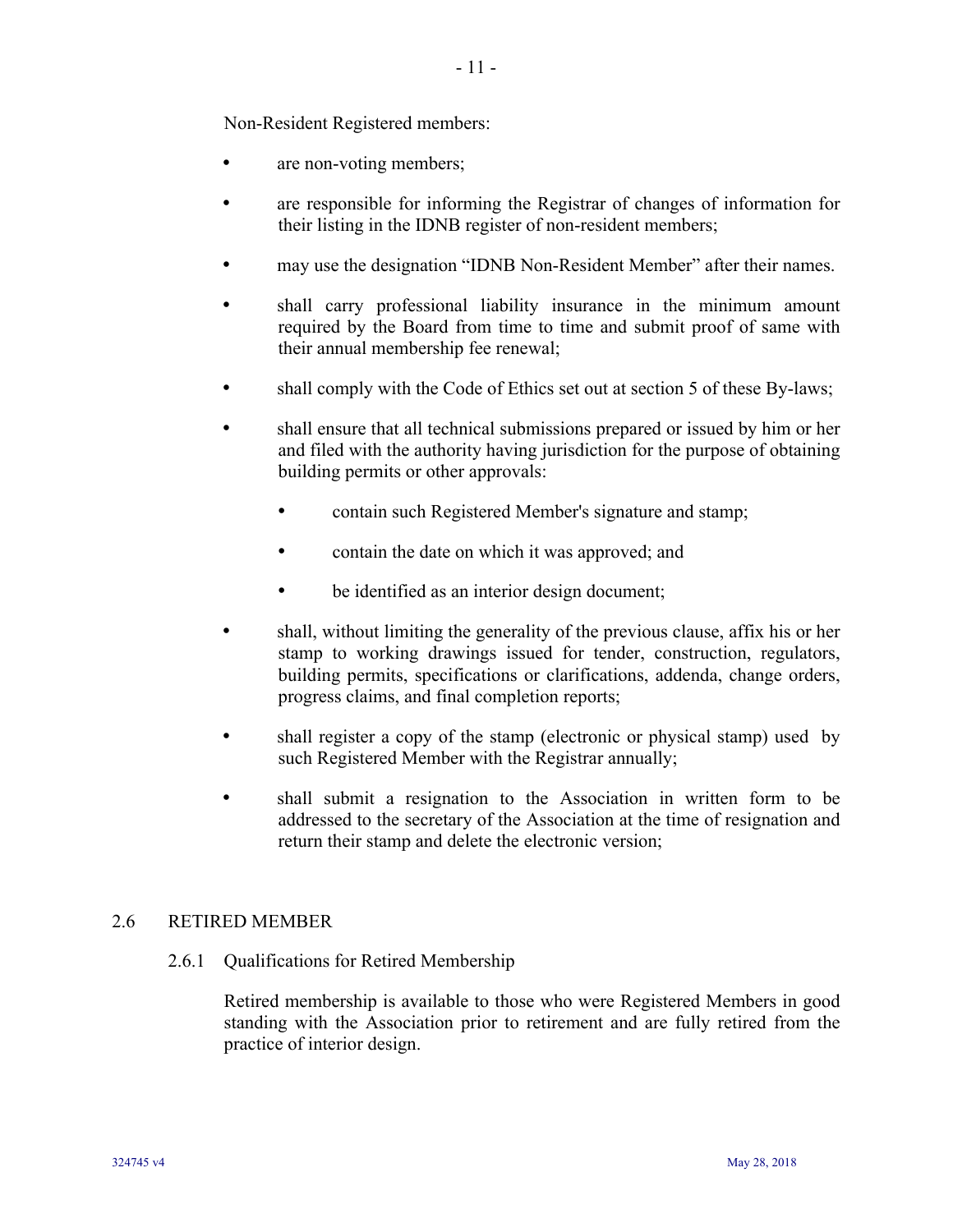Non-Resident Registered members:

- are non-voting members;
- are responsible for informing the Registrar of changes of information for their listing in the IDNB register of non-resident members;
- may use the designation "IDNB Non-Resident Member" after their names.
- shall carry professional liability insurance in the minimum amount required by the Board from time to time and submit proof of same with their annual membership fee renewal;
- shall comply with the Code of Ethics set out at section 5 of these By-laws;
- shall ensure that all technical submissions prepared or issued by him or her and filed with the authority having jurisdiction for the purpose of obtaining building permits or other approvals:
  - contain such Registered Member's signature and stamp;
  - contain the date on which it was approved; and
  - be identified as an interior design document;
- shall, without limiting the generality of the previous clause, affix his or her stamp to working drawings issued for tender, construction, regulators, building permits, specifications or clarifications, addenda, change orders, progress claims, and final completion reports;
- shall register a copy of the stamp (electronic or physical stamp) used by such Registered Member with the Registrar annually;
- shall submit a resignation to the Association in written form to be addressed to the secretary of the Association at the time of resignation and return their stamp and delete the electronic version;

## 2.6 RETIRED MEMBER

### 2.6.1 Qualifications for Retired Membership

Retired membership is available to those who were Registered Members in good standing with the Association prior to retirement and are fully retired from the practice of interior design.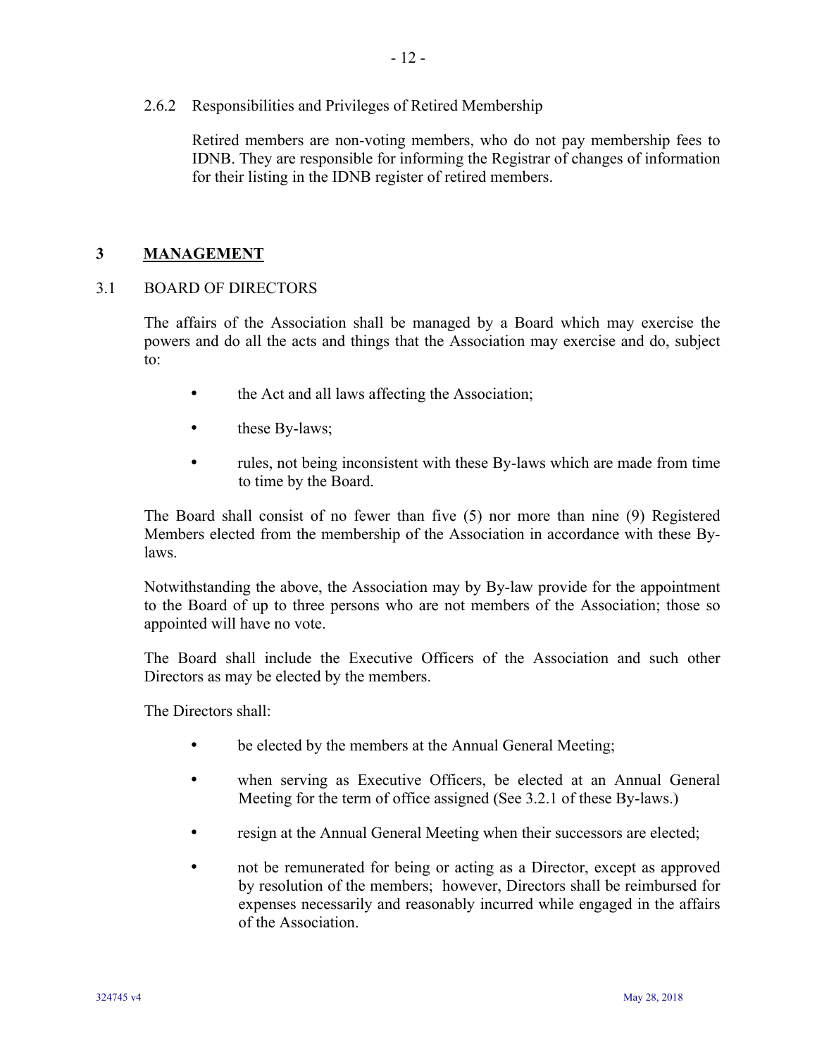2.6.2 Responsibilities and Privileges of Retired Membership

Retired members are non-voting members, who do not pay membership fees to IDNB. They are responsible for informing the Registrar of changes of information for their listing in the IDNB register of retired members.

## 3 MANAGEMENT

### 3.1 BOARD OF DIRECTORS

The affairs of the Association shall be managed by a Board which may exercise the powers and do all the acts and things that the Association may exercise and do, subject to:

- the Act and all laws affecting the Association;
- these By-laws;
- rules, not being inconsistent with these By-laws which are made from time to time by the Board.

The Board shall consist of no fewer than five (5) nor more than nine (9) Registered Members elected from the membership of the Association in accordance with these By-laws.

Notwithstanding the above, the Association may by By-law provide for the appointment to the Board of up to three persons who are not members of the Association; those so appointed will have no vote.

The Board shall include the Executive Officers of the Association and such other Directors as may be elected by the members.

The Directors shall:

- be elected by the members at the Annual General Meeting;
- when serving as Executive Officers, be elected at an Annual General Meeting for the term of office assigned (See 3.2.1 of these By-laws.)
- resign at the Annual General Meeting when their successors are elected;
- not be remunerated for being or acting as a Director, except as approved by resolution of the members; however, Directors shall be reimbursed for expenses necessarily and reasonably incurred while engaged in the affairs of the Association.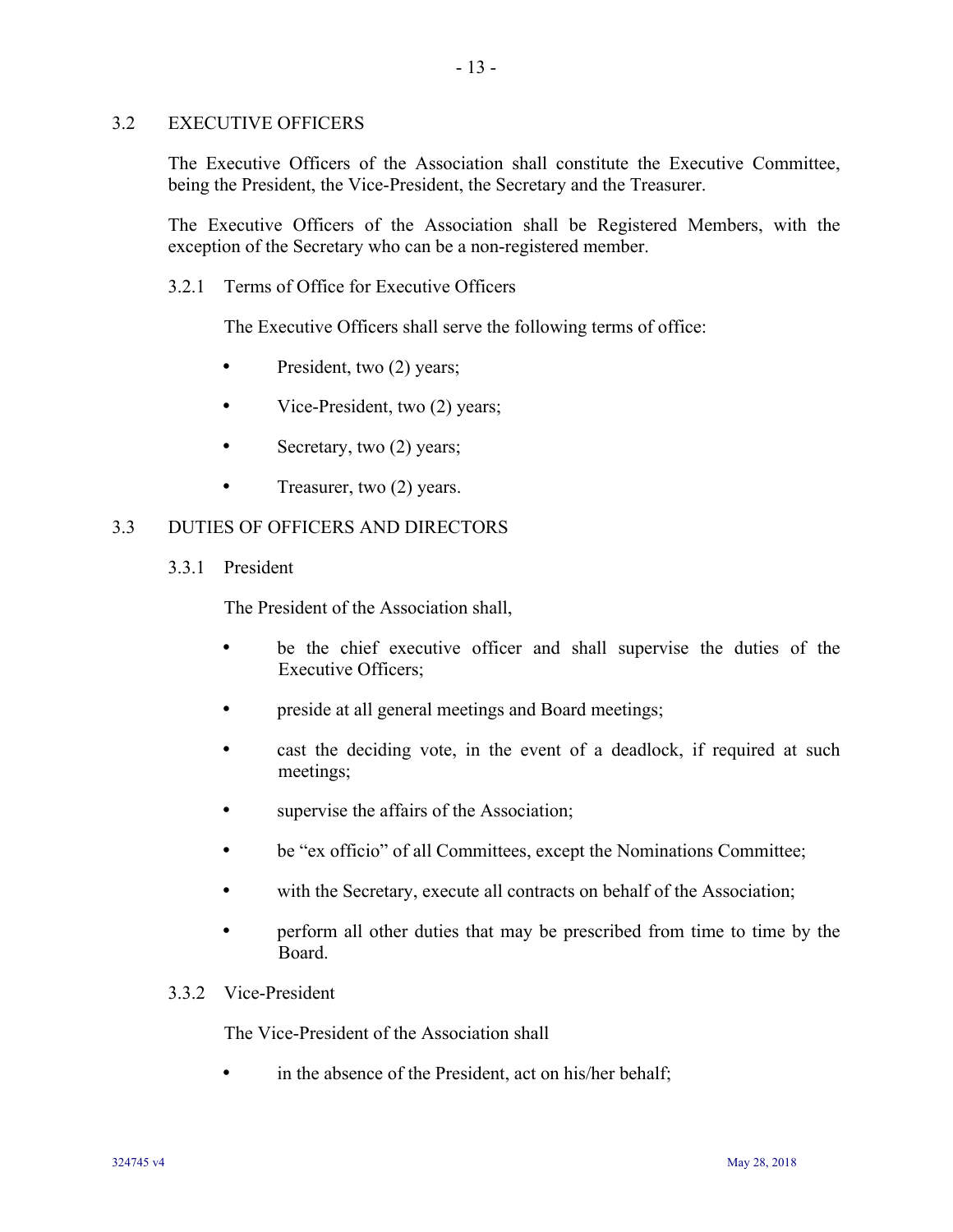## 3.2 EXECUTIVE OFFICERS

The Executive Officers of the Association shall constitute the Executive Committee, being the President, the Vice-President, the Secretary and the Treasurer.

The Executive Officers of the Association shall be Registered Members, with the exception of the Secretary who can be a non-registered member.

### 3.2.1 Terms of Office for Executive Officers

The Executive Officers shall serve the following terms of office:

- President, two (2) years;
- Vice-President, two (2) years;
- Secretary, two (2) years;
- Treasurer, two (2) years.

## 3.3 DUTIES OF OFFICERS AND DIRECTORS

### 3.3.1 President

The President of the Association shall,

- be the chief executive officer and shall supervise the duties of the Executive Officers;
- preside at all general meetings and Board meetings;
- cast the deciding vote, in the event of a deadlock, if required at such meetings;
- supervise the affairs of the Association;
- be "ex officio" of all Committees, except the Nominations Committee;
- with the Secretary, execute all contracts on behalf of the Association;
- perform all other duties that may be prescribed from time to time by the Board.

### 3.3.2 Vice-President

The Vice-President of the Association shall

- in the absence of the President, act on his/her behalf;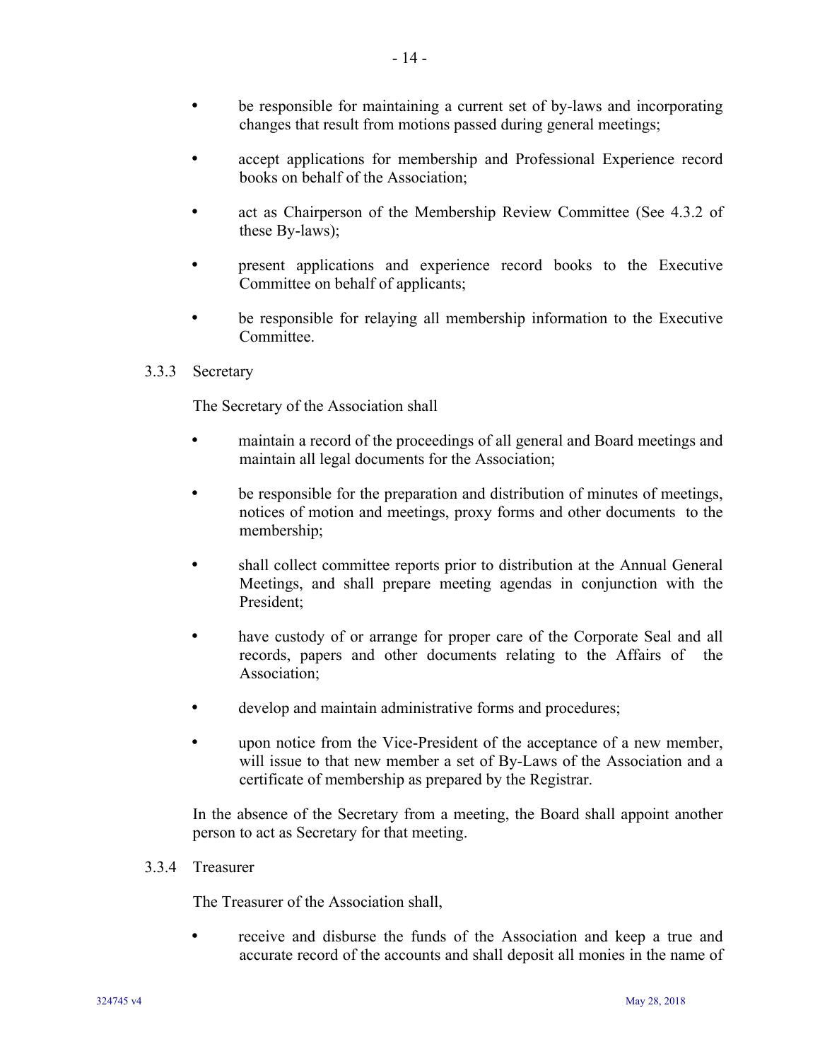- be responsible for maintaining a current set of by-laws and incorporating changes that result from motions passed during general meetings;
- accept applications for membership and Professional Experience record books on behalf of the Association;
- act as Chairperson of the Membership Review Committee (See 4.3.2 of these By-laws);
- present applications and experience record books to the Executive Committee on behalf of applicants;
- be responsible for relaying all membership information to the Executive Committee.

### 3.3.3 Secretary

The Secretary of the Association shall

- maintain a record of the proceedings of all general and Board meetings and maintain all legal documents for the Association;
- be responsible for the preparation and distribution of minutes of meetings, notices of motion and meetings, proxy forms and other documents to the membership;
- shall collect committee reports prior to distribution at the Annual General Meetings, and shall prepare meeting agendas in conjunction with the President;
- have custody of or arrange for proper care of the Corporate Seal and all records, papers and other documents relating to the Affairs of the Association;
- develop and maintain administrative forms and procedures;
- upon notice from the Vice-President of the acceptance of a new member, will issue to that new member a set of By-Laws of the Association and a certificate of membership as prepared by the Registrar.

In the absence of the Secretary from a meeting, the Board shall appoint another person to act as Secretary for that meeting.

### 3.3.4 Treasurer

The Treasurer of the Association shall,

- receive and disburse the funds of the Association and keep a true and accurate record of the accounts and shall deposit all monies in the name of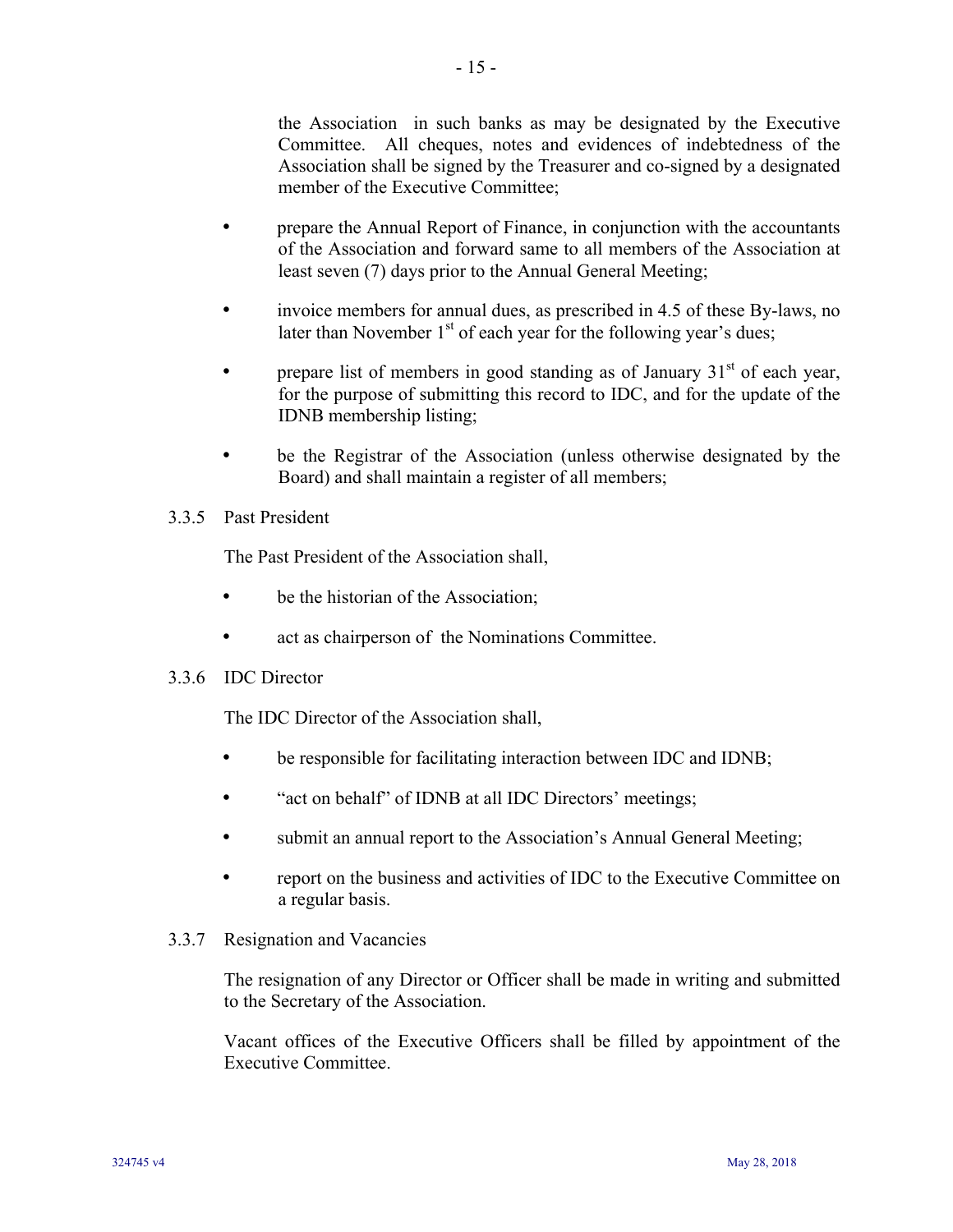the Association in such banks as may be designated by the Executive Committee. All cheques, notes and evidences of indebtedness of the Association shall be signed by the Treasurer and co-signed by a designated member of the Executive Committee;

- prepare the Annual Report of Finance, in conjunction with the accountants of the Association and forward same to all members of the Association at least seven (7) days prior to the Annual General Meeting;
- invoice members for annual dues, as prescribed in 4.5 of these By-laws, no later than November 1st of each year for the following year's dues;
- prepare list of members in good standing as of January 31st of each year, for the purpose of submitting this record to IDC, and for the update of the IDNB membership listing;
- be the Registrar of the Association (unless otherwise designated by the Board) and shall maintain a register of all members;

3.3.5 Past President

The Past President of the Association shall,

- be the historian of the Association;
- act as chairperson of the Nominations Committee.

3.3.6 IDC Director

The IDC Director of the Association shall,

- be responsible for facilitating interaction between IDC and IDNB;
- "act on behalf" of IDNB at all IDC Directors' meetings;
- submit an annual report to the Association's Annual General Meeting;
- report on the business and activities of IDC to the Executive Committee on a regular basis.

3.3.7 Resignation and Vacancies

The resignation of any Director or Officer shall be made in writing and submitted to the Secretary of the Association.

Vacant offices of the Executive Officers shall be filled by appointment of the Executive Committee.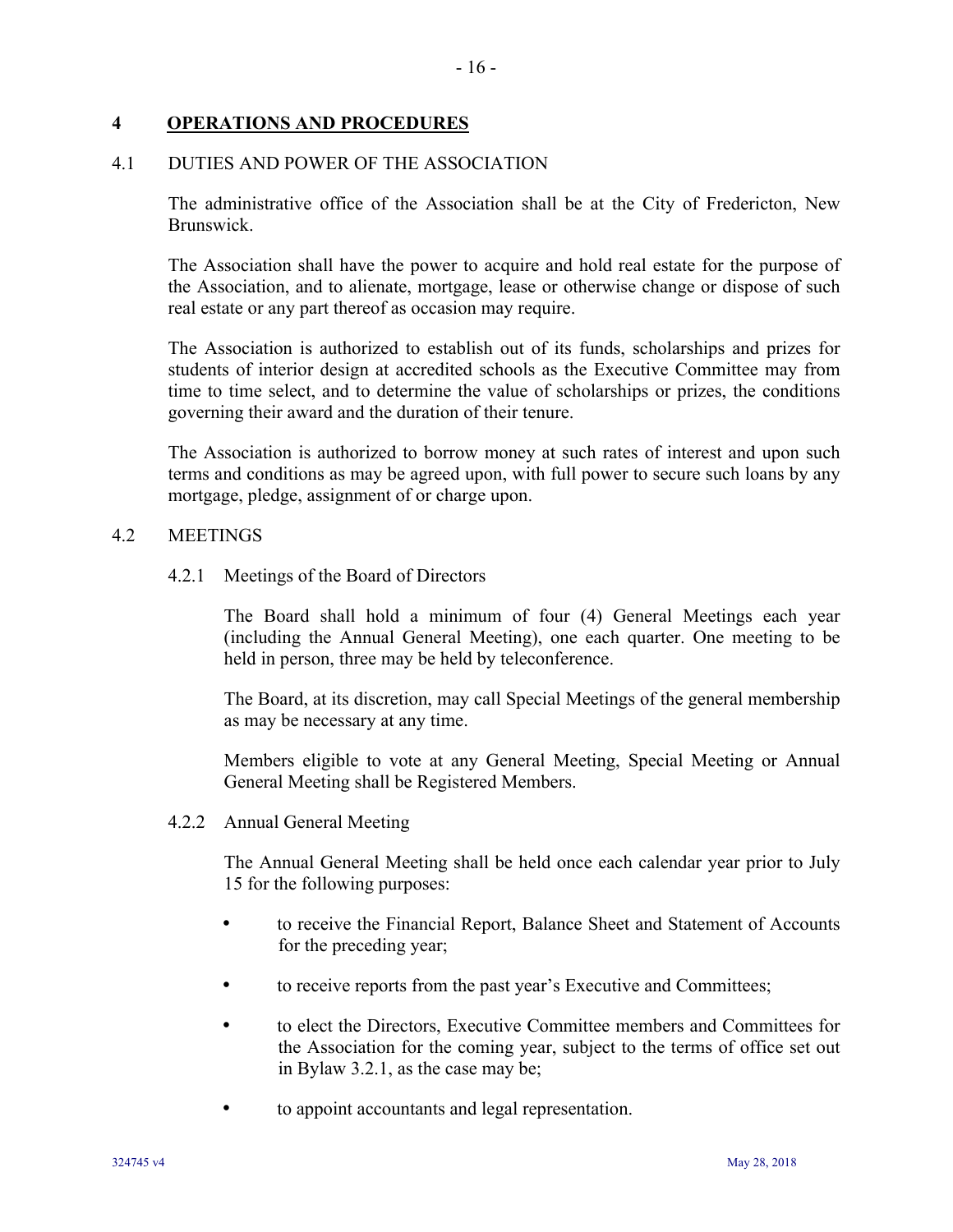# 4 OPERATIONS AND PROCEDURES

## 4.1 DUTIES AND POWER OF THE ASSOCIATION

The administrative office of the Association shall be at the City of Fredericton, New Brunswick.

The Association shall have the power to acquire and hold real estate for the purpose of the Association, and to alienate, mortgage, lease or otherwise change or dispose of such real estate or any part thereof as occasion may require.

The Association is authorized to establish out of its funds, scholarships and prizes for students of interior design at accredited schools as the Executive Committee may from time to time select, and to determine the value of scholarships or prizes, the conditions governing their award and the duration of their tenure.

The Association is authorized to borrow money at such rates of interest and upon such terms and conditions as may be agreed upon, with full power to secure such loans by any mortgage, pledge, assignment of or charge upon.

## 4.2 MEETINGS

### 4.2.1 Meetings of the Board of Directors

The Board shall hold a minimum of four (4) General Meetings each year (including the Annual General Meeting), one each quarter. One meeting to be held in person, three may be held by teleconference.

The Board, at its discretion, may call Special Meetings of the general membership as may be necessary at any time.

Members eligible to vote at any General Meeting, Special Meeting or Annual General Meeting shall be Registered Members.

### 4.2.2 Annual General Meeting

The Annual General Meeting shall be held once each calendar year prior to July 15 for the following purposes:

- to receive the Financial Report, Balance Sheet and Statement of Accounts for the preceding year;
- to receive reports from the past year's Executive and Committees;
- to elect the Directors, Executive Committee members and Committees for the Association for the coming year, subject to the terms of office set out in Bylaw 3.2.1, as the case may be;
- to appoint accountants and legal representation.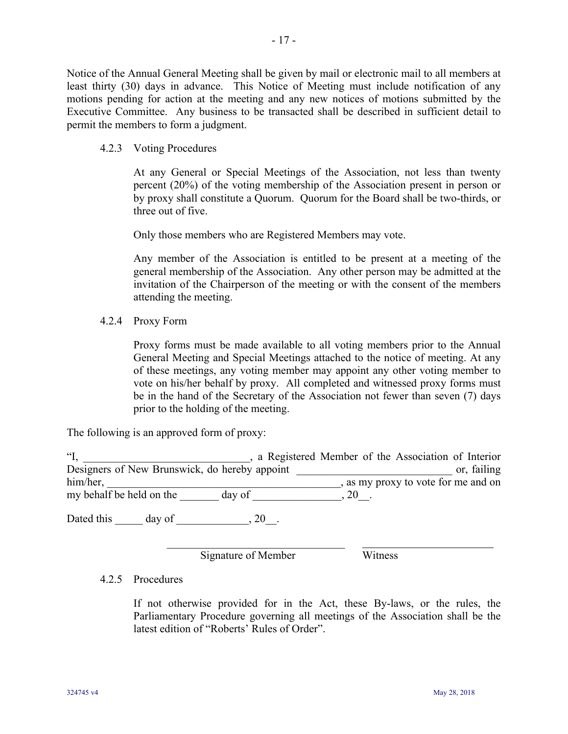Notice of the Annual General Meeting shall be given by mail or electronic mail to all members at least thirty (30) days in advance. This Notice of Meeting must include notification of any motions pending for action at the meeting and any new notices of motions submitted by the Executive Committee. Any business to be transacted shall be described in sufficient detail to permit the members to form a judgment.

### 4.2.3 Voting Procedures

At any General or Special Meetings of the Association, not less than twenty percent (20%) of the voting membership of the Association present in person or by proxy shall constitute a Quorum. Quorum for the Board shall be two-thirds, or three out of five.

Only those members who are Registered Members may vote.

Any member of the Association is entitled to be present at a meeting of the general membership of the Association. Any other person may be admitted at the invitation of the Chairperson of the meeting or with the consent of the members attending the meeting.

### 4.2.4 Proxy Form

Proxy forms must be made available to all voting members prior to the Annual General Meeting and Special Meetings attached to the notice of meeting. At any of these meetings, any voting member may appoint any other voting member to vote on his/her behalf by proxy. All completed and witnessed proxy forms must be in the hand of the Secretary of the Association not fewer than seven (7) days prior to the holding of the meeting.

The following is an approved form of proxy:

"I, ______________________________, a Registered Member of the Association of Interior Designers of New Brunswick, do hereby appoint ____________________________ or, failing him/her, __________________________________________, as my proxy to vote for me and on my behalf be held on the _______ day of ________________, 20__.

Dated this _____ day of _____________, 20__.

________________________________ ________________________

Signature of Member Witness

### 4.2.5 Procedures

If not otherwise provided for in the Act, these By-laws, or the rules, the Parliamentary Procedure governing all meetings of the Association shall be the latest edition of "Roberts' Rules of Order".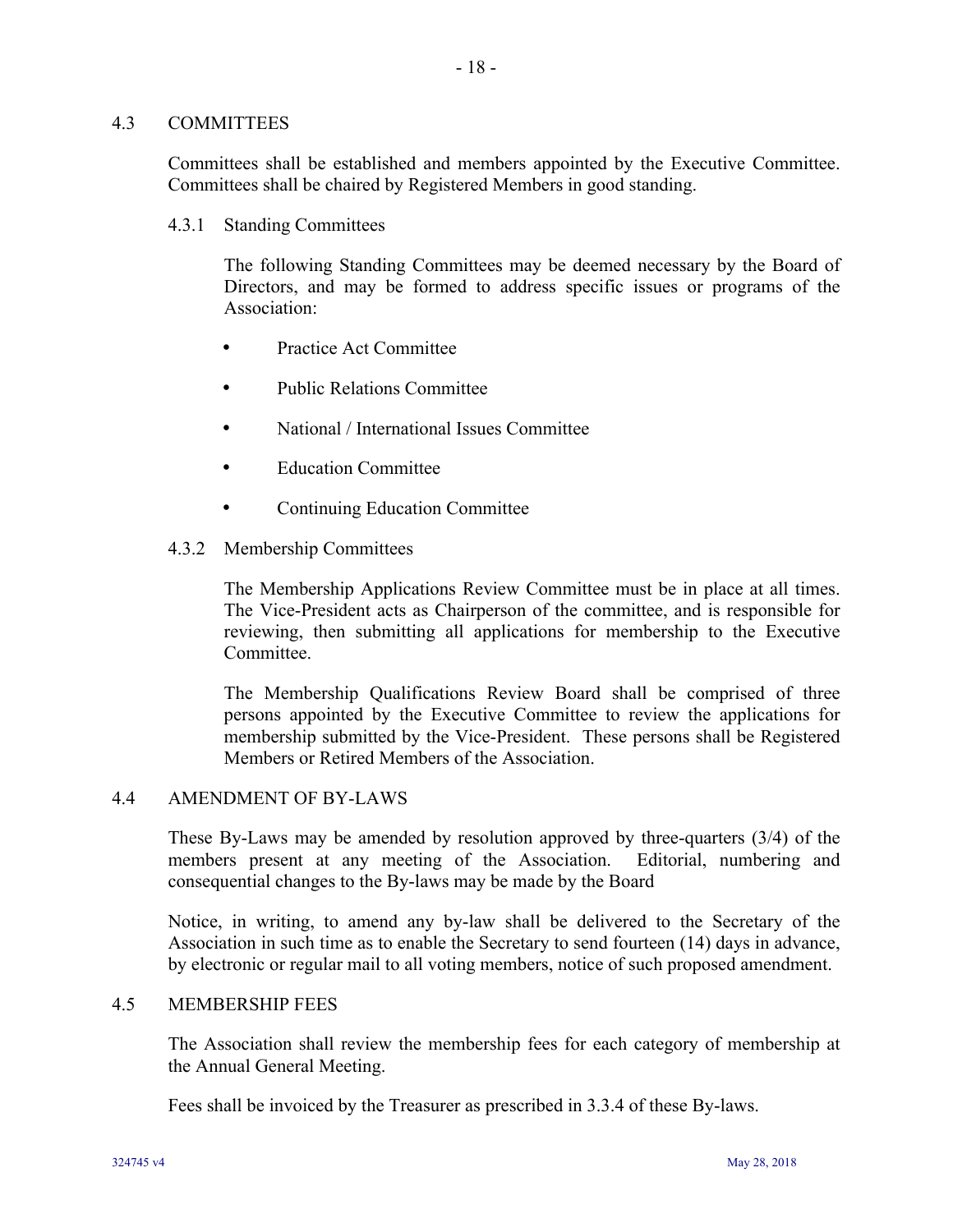## 4.3 COMMITTEES

Committees shall be established and members appointed by the Executive Committee. Committees shall be chaired by Registered Members in good standing.

### 4.3.1 Standing Committees

The following Standing Committees may be deemed necessary by the Board of Directors, and may be formed to address specific issues or programs of the Association:

- Practice Act Committee
- Public Relations Committee
- National / International Issues Committee
- Education Committee
- Continuing Education Committee

### 4.3.2 Membership Committees

The Membership Applications Review Committee must be in place at all times. The Vice-President acts as Chairperson of the committee, and is responsible for reviewing, then submitting all applications for membership to the Executive Committee.

The Membership Qualifications Review Board shall be comprised of three persons appointed by the Executive Committee to review the applications for membership submitted by the Vice-President. These persons shall be Registered Members or Retired Members of the Association.

## 4.4 AMENDMENT OF BY-LAWS

These By-Laws may be amended by resolution approved by three-quarters (3/4) of the members present at any meeting of the Association. Editorial, numbering and consequential changes to the By-laws may be made by the Board

Notice, in writing, to amend any by-law shall be delivered to the Secretary of the Association in such time as to enable the Secretary to send fourteen (14) days in advance, by electronic or regular mail to all voting members, notice of such proposed amendment.

## 4.5 MEMBERSHIP FEES

The Association shall review the membership fees for each category of membership at the Annual General Meeting.

Fees shall be invoiced by the Treasurer as prescribed in 3.3.4 of these By-laws.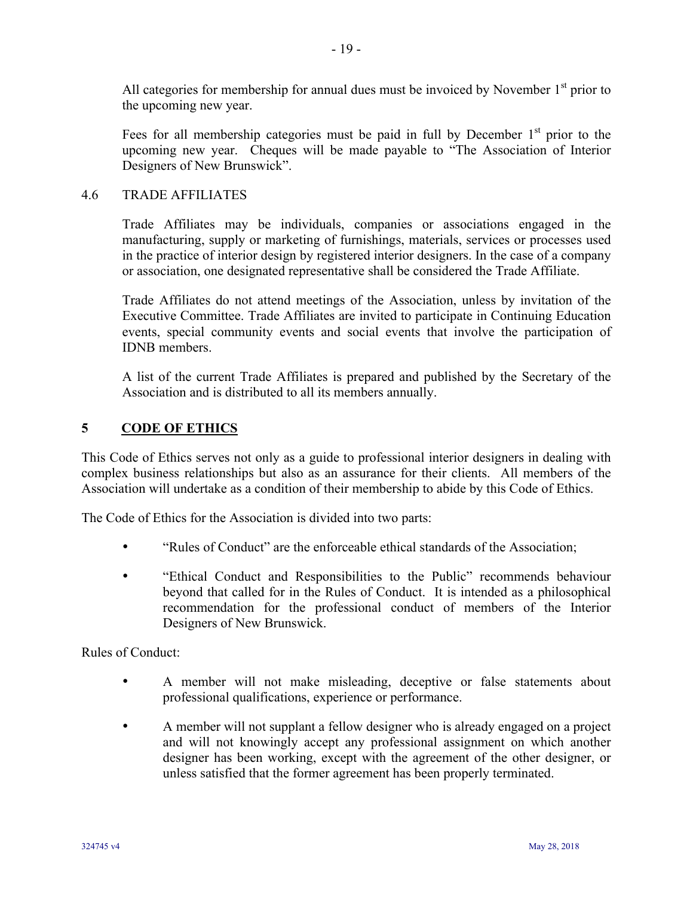All categories for membership for annual dues must be invoiced by November 1st prior to the upcoming new year.

Fees for all membership categories must be paid in full by December 1st prior to the upcoming new year. Cheques will be made payable to "The Association of Interior Designers of New Brunswick".

### 4.6 TRADE AFFILIATES

Trade Affiliates may be individuals, companies or associations engaged in the manufacturing, supply or marketing of furnishings, materials, services or processes used in the practice of interior design by registered interior designers. In the case of a company or association, one designated representative shall be considered the Trade Affiliate.

Trade Affiliates do not attend meetings of the Association, unless by invitation of the Executive Committee. Trade Affiliates are invited to participate in Continuing Education events, special community events and social events that involve the participation of IDNB members.

A list of the current Trade Affiliates is prepared and published by the Secretary of the Association and is distributed to all its members annually.

## 5 CODE OF ETHICS

This Code of Ethics serves not only as a guide to professional interior designers in dealing with complex business relationships but also as an assurance for their clients. All members of the Association will undertake as a condition of their membership to abide by this Code of Ethics.

The Code of Ethics for the Association is divided into two parts:

- "Rules of Conduct" are the enforceable ethical standards of the Association;
- "Ethical Conduct and Responsibilities to the Public" recommends behaviour beyond that called for in the Rules of Conduct. It is intended as a philosophical recommendation for the professional conduct of members of the Interior Designers of New Brunswick.

Rules of Conduct:

- A member will not make misleading, deceptive or false statements about professional qualifications, experience or performance.
- A member will not supplant a fellow designer who is already engaged on a project and will not knowingly accept any professional assignment on which another designer has been working, except with the agreement of the other designer, or unless satisfied that the former agreement has been properly terminated.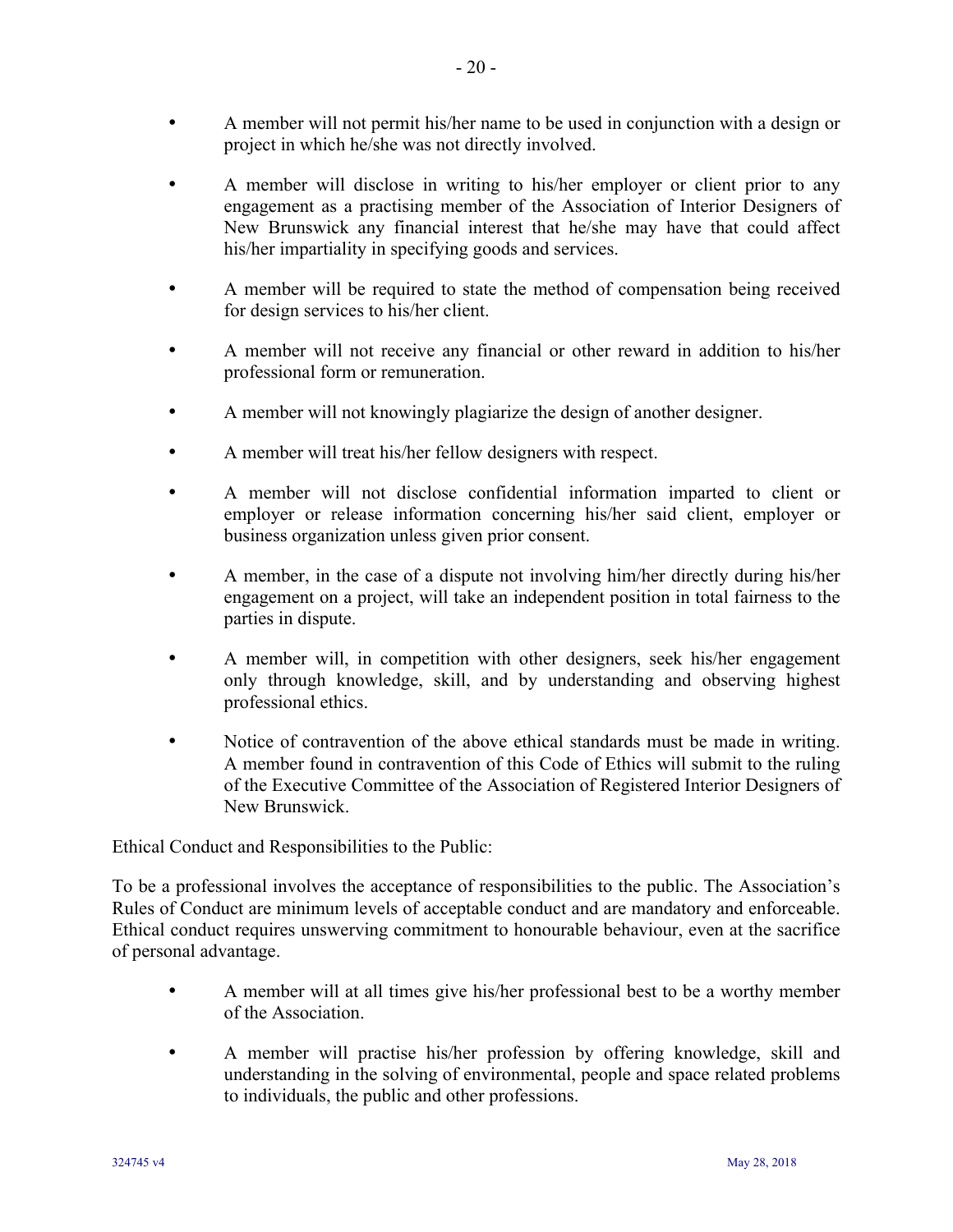- A member will not permit his/her name to be used in conjunction with a design or project in which he/she was not directly involved.

- A member will disclose in writing to his/her employer or client prior to any engagement as a practising member of the Association of Interior Designers of New Brunswick any financial interest that he/she may have that could affect his/her impartiality in specifying goods and services.

- A member will be required to state the method of compensation being received for design services to his/her client.

- A member will not receive any financial or other reward in addition to his/her professional form or remuneration.

- A member will not knowingly plagiarize the design of another designer.

- A member will treat his/her fellow designers with respect.

- A member will not disclose confidential information imparted to client or employer or release information concerning his/her said client, employer or business organization unless given prior consent.

- A member, in the case of a dispute not involving him/her directly during his/her engagement on a project, will take an independent position in total fairness to the parties in dispute.

- A member will, in competition with other designers, seek his/her engagement only through knowledge, skill, and by understanding and observing highest professional ethics.

- Notice of contravention of the above ethical standards must be made in writing. A member found in contravention of this Code of Ethics will submit to the ruling of the Executive Committee of the Association of Registered Interior Designers of New Brunswick.

Ethical Conduct and Responsibilities to the Public:

To be a professional involves the acceptance of responsibilities to the public. The Association's Rules of Conduct are minimum levels of acceptable conduct and are mandatory and enforceable. Ethical conduct requires unswerving commitment to honourable behaviour, even at the sacrifice of personal advantage.

- A member will at all times give his/her professional best to be a worthy member of the Association.

- A member will practise his/her profession by offering knowledge, skill and understanding in the solving of environmental, people and space related problems to individuals, the public and other professions.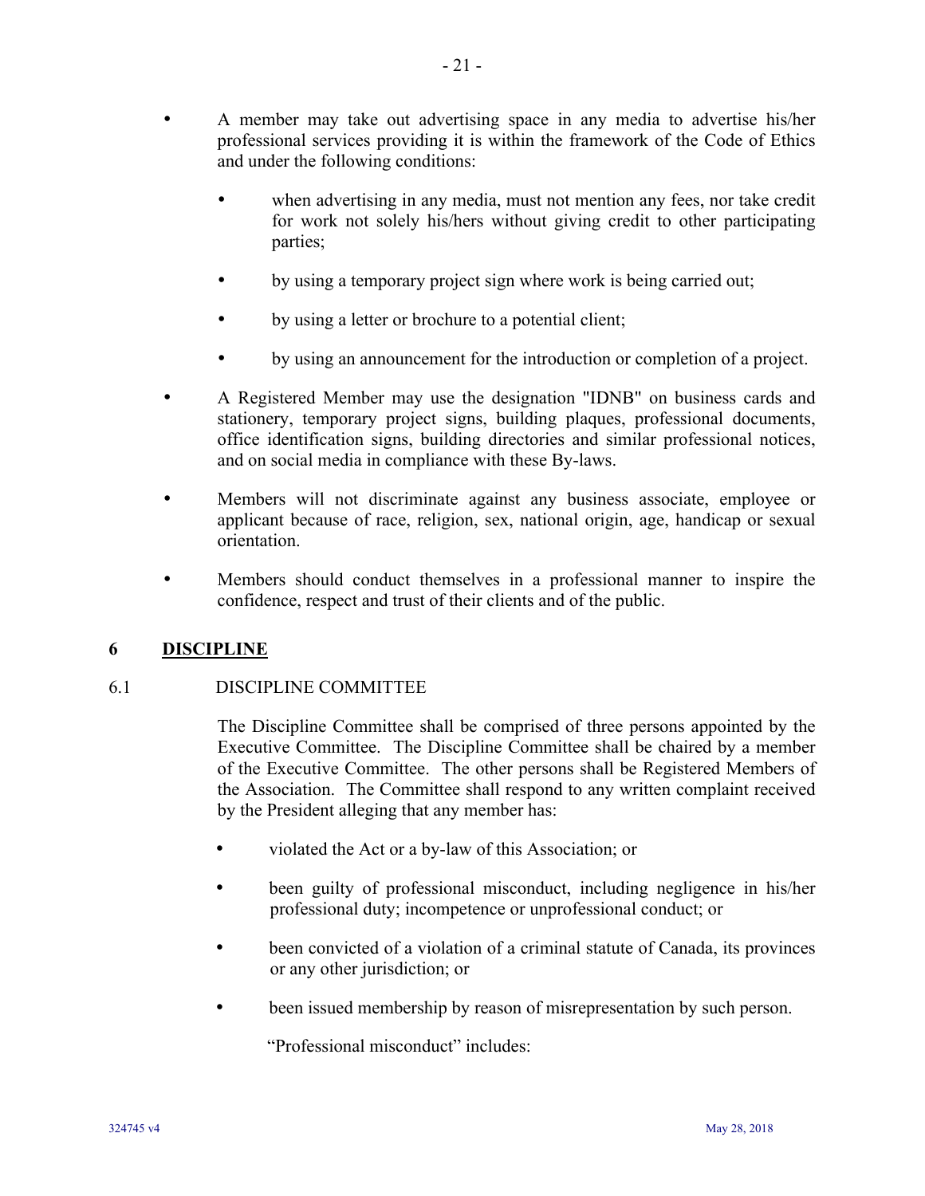- A member may take out advertising space in any media to advertise his/her professional services providing it is within the framework of the Code of Ethics and under the following conditions:

  - when advertising in any media, must not mention any fees, nor take credit for work not solely his/hers without giving credit to other participating parties;

  - by using a temporary project sign where work is being carried out;

  - by using a letter or brochure to a potential client;

  - by using an announcement for the introduction or completion of a project.

- A Registered Member may use the designation "IDNB" on business cards and stationery, temporary project signs, building plaques, professional documents, office identification signs, building directories and similar professional notices, and on social media in compliance with these By-laws.

- Members will not discriminate against any business associate, employee or applicant because of race, religion, sex, national origin, age, handicap or sexual orientation.

- Members should conduct themselves in a professional manner to inspire the confidence, respect and trust of their clients and of the public.

## 6 DISCIPLINE

### 6.1 DISCIPLINE COMMITTEE

The Discipline Committee shall be comprised of three persons appointed by the Executive Committee. The Discipline Committee shall be chaired by a member of the Executive Committee. The other persons shall be Registered Members of the Association. The Committee shall respond to any written complaint received by the President alleging that any member has:

- violated the Act or a by-law of this Association; or

- been guilty of professional misconduct, including negligence in his/her professional duty; incompetence or unprofessional conduct; or

- been convicted of a violation of a criminal statute of Canada, its provinces or any other jurisdiction; or

- been issued membership by reason of misrepresentation by such person.

"Professional misconduct" includes: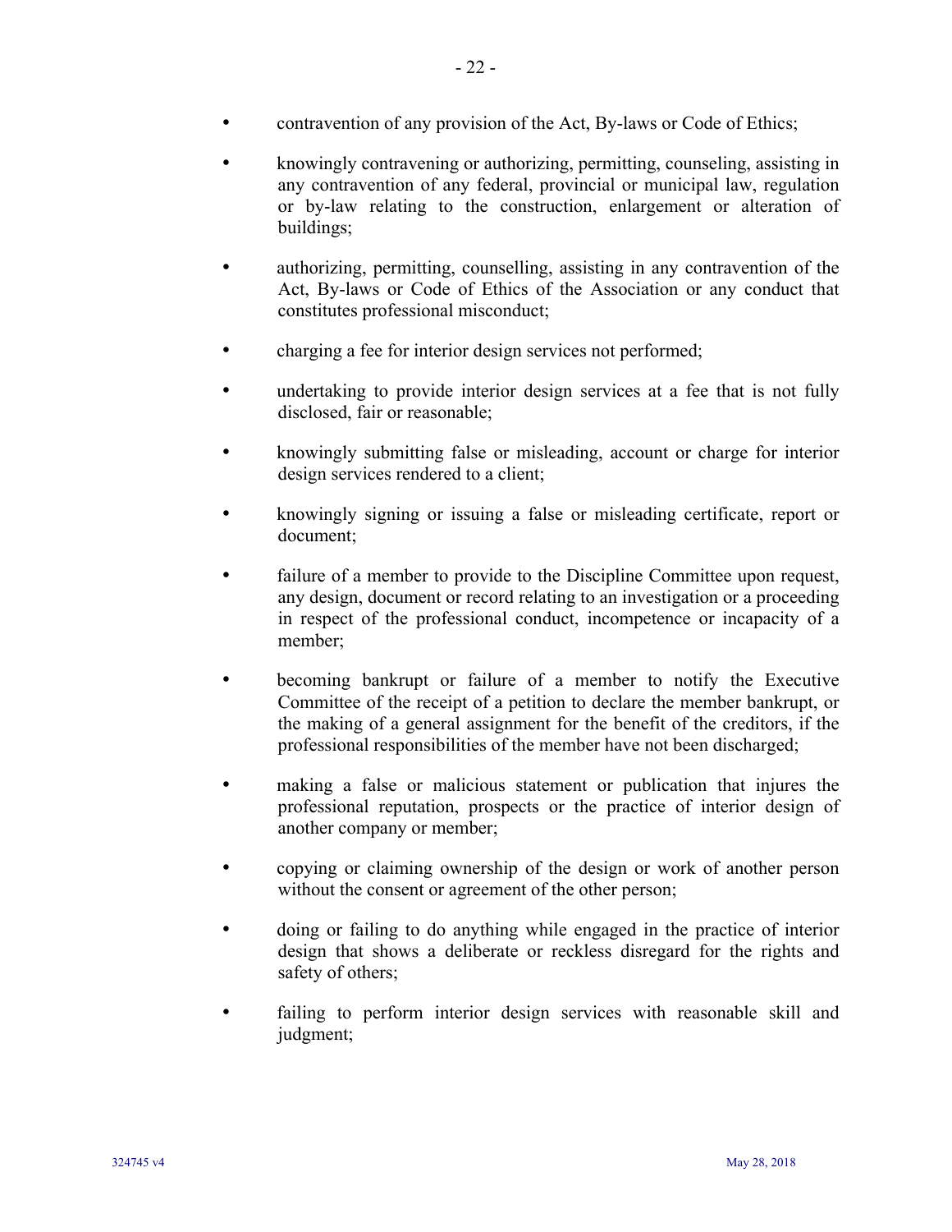- contravention of any provision of the Act, By-laws or Code of Ethics;
- knowingly contravening or authorizing, permitting, counseling, assisting in any contravention of any federal, provincial or municipal law, regulation or by-law relating to the construction, enlargement or alteration of buildings;
- authorizing, permitting, counselling, assisting in any contravention of the Act, By-laws or Code of Ethics of the Association or any conduct that constitutes professional misconduct;
- charging a fee for interior design services not performed;
- undertaking to provide interior design services at a fee that is not fully disclosed, fair or reasonable;
- knowingly submitting false or misleading, account or charge for interior design services rendered to a client;
- knowingly signing or issuing a false or misleading certificate, report or document;
- failure of a member to provide to the Discipline Committee upon request, any design, document or record relating to an investigation or a proceeding in respect of the professional conduct, incompetence or incapacity of a member;
- becoming bankrupt or failure of a member to notify the Executive Committee of the receipt of a petition to declare the member bankrupt, or the making of a general assignment for the benefit of the creditors, if the professional responsibilities of the member have not been discharged;
- making a false or malicious statement or publication that injures the professional reputation, prospects or the practice of interior design of another company or member;
- copying or claiming ownership of the design or work of another person without the consent or agreement of the other person;
- doing or failing to do anything while engaged in the practice of interior design that shows a deliberate or reckless disregard for the rights and safety of others;
- failing to perform interior design services with reasonable skill and judgment;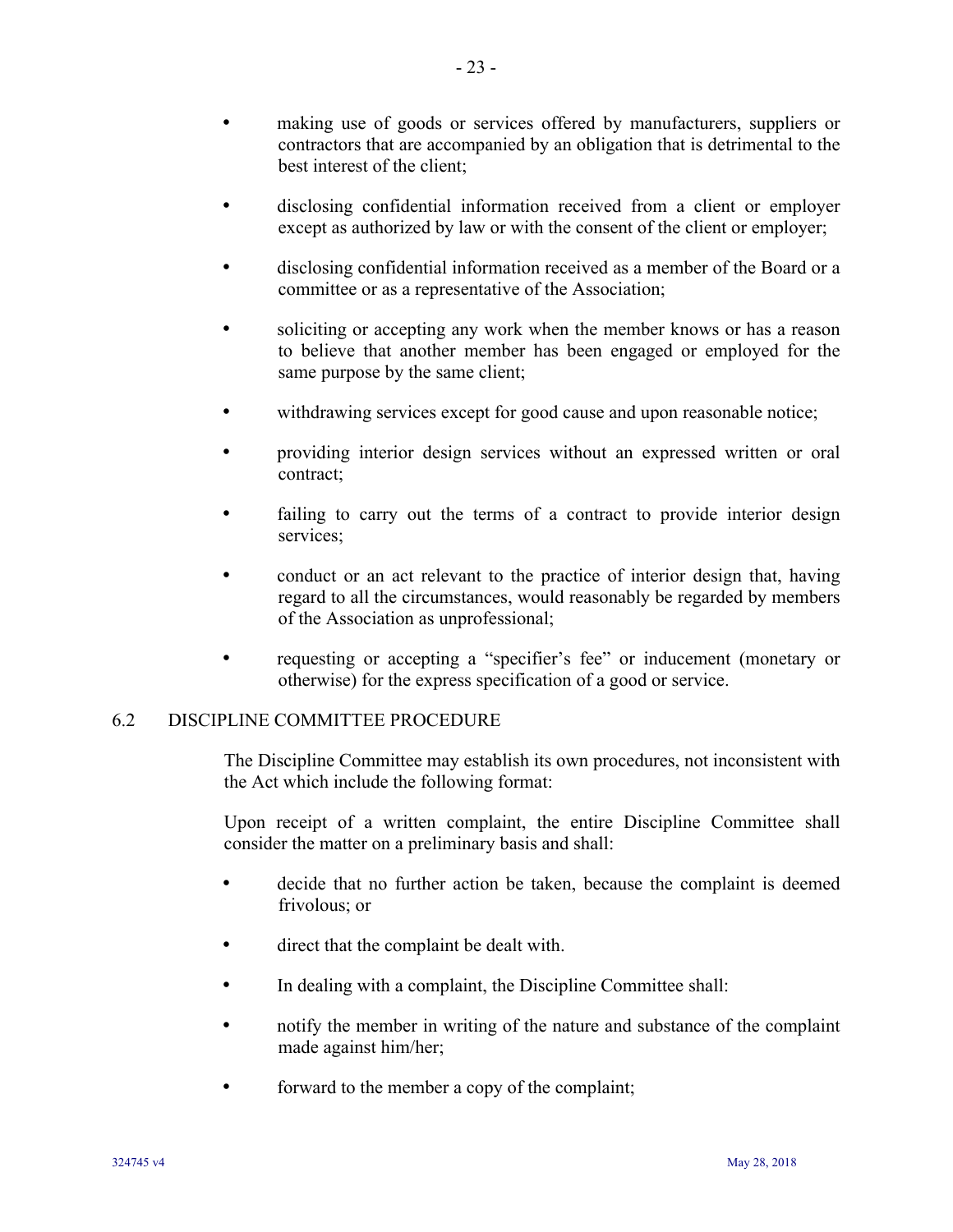- making use of goods or services offered by manufacturers, suppliers or contractors that are accompanied by an obligation that is detrimental to the best interest of the client;
- disclosing confidential information received from a client or employer except as authorized by law or with the consent of the client or employer;
- disclosing confidential information received as a member of the Board or a committee or as a representative of the Association;
- soliciting or accepting any work when the member knows or has a reason to believe that another member has been engaged or employed for the same purpose by the same client;
- withdrawing services except for good cause and upon reasonable notice;
- providing interior design services without an expressed written or oral contract;
- failing to carry out the terms of a contract to provide interior design services;
- conduct or an act relevant to the practice of interior design that, having regard to all the circumstances, would reasonably be regarded by members of the Association as unprofessional;
- requesting or accepting a "specifier's fee" or inducement (monetary or otherwise) for the express specification of a good or service.

## 6.2 DISCIPLINE COMMITTEE PROCEDURE

The Discipline Committee may establish its own procedures, not inconsistent with the Act which include the following format:

Upon receipt of a written complaint, the entire Discipline Committee shall consider the matter on a preliminary basis and shall:

- decide that no further action be taken, because the complaint is deemed frivolous; or
- direct that the complaint be dealt with.
- In dealing with a complaint, the Discipline Committee shall:
- notify the member in writing of the nature and substance of the complaint made against him/her;
- forward to the member a copy of the complaint;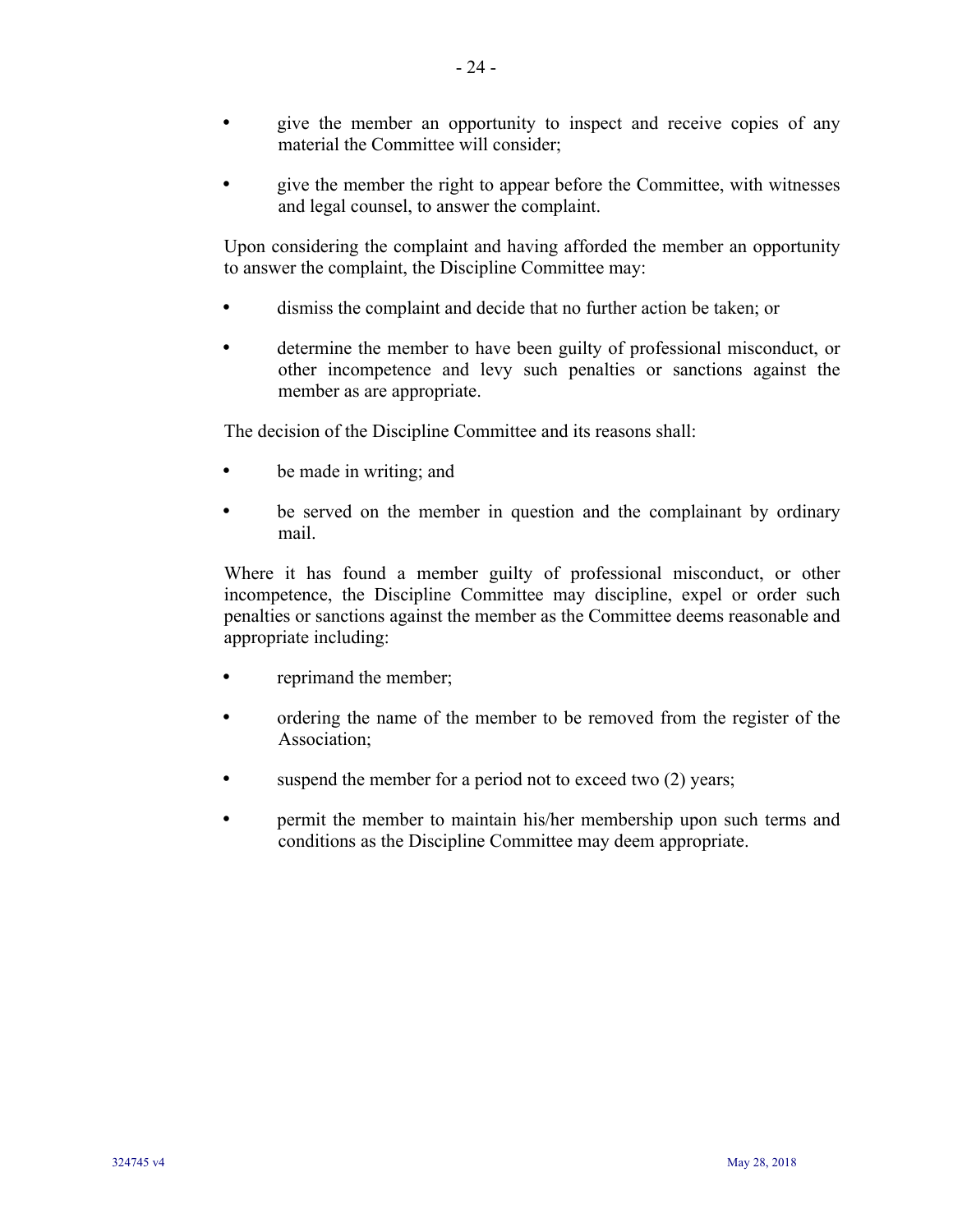- give the member an opportunity to inspect and receive copies of any material the Committee will consider;
- give the member the right to appear before the Committee, with witnesses and legal counsel, to answer the complaint.

Upon considering the complaint and having afforded the member an opportunity to answer the complaint, the Discipline Committee may:

- dismiss the complaint and decide that no further action be taken; or
- determine the member to have been guilty of professional misconduct, or other incompetence and levy such penalties or sanctions against the member as are appropriate.

The decision of the Discipline Committee and its reasons shall:

- be made in writing; and
- be served on the member in question and the complainant by ordinary mail.

Where it has found a member guilty of professional misconduct, or other incompetence, the Discipline Committee may discipline, expel or order such penalties or sanctions against the member as the Committee deems reasonable and appropriate including:

- reprimand the member;
- ordering the name of the member to be removed from the register of the Association;
- suspend the member for a period not to exceed two (2) years;
- permit the member to maintain his/her membership upon such terms and conditions as the Discipline Committee may deem appropriate.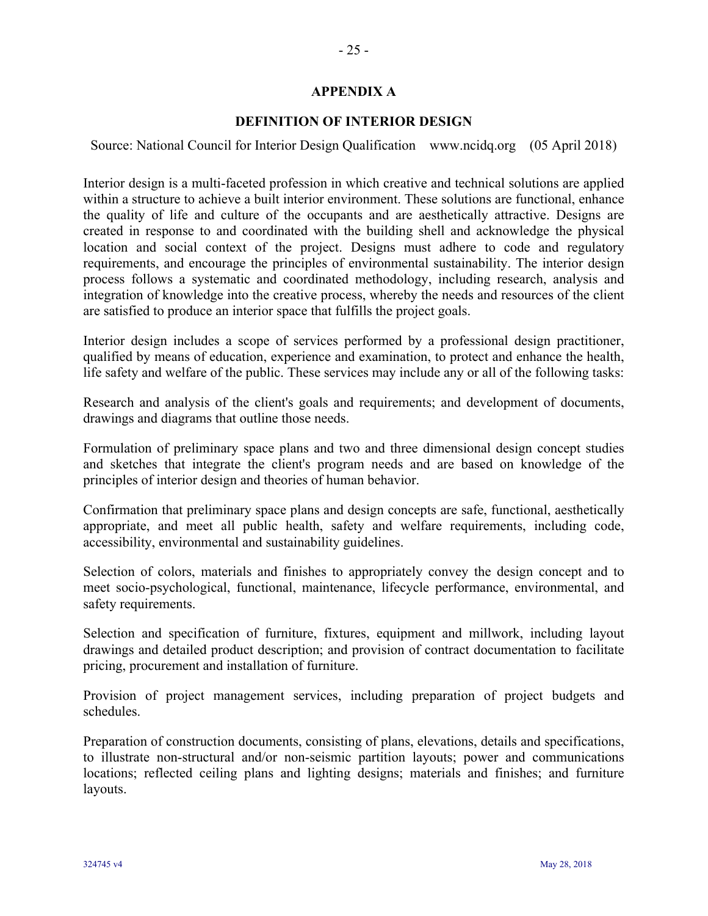# APPENDIX A

## DEFINITION OF INTERIOR DESIGN

Source: National Council for Interior Design Qualification www.ncidq.org (05 April 2018)

Interior design is a multi-faceted profession in which creative and technical solutions are applied within a structure to achieve a built interior environment. These solutions are functional, enhance the quality of life and culture of the occupants and are aesthetically attractive. Designs are created in response to and coordinated with the building shell and acknowledge the physical location and social context of the project. Designs must adhere to code and regulatory requirements, and encourage the principles of environmental sustainability. The interior design process follows a systematic and coordinated methodology, including research, analysis and integration of knowledge into the creative process, whereby the needs and resources of the client are satisfied to produce an interior space that fulfills the project goals.

Interior design includes a scope of services performed by a professional design practitioner, qualified by means of education, experience and examination, to protect and enhance the health, life safety and welfare of the public. These services may include any or all of the following tasks:

Research and analysis of the client's goals and requirements; and development of documents, drawings and diagrams that outline those needs.

Formulation of preliminary space plans and two and three dimensional design concept studies and sketches that integrate the client's program needs and are based on knowledge of the principles of interior design and theories of human behavior.

Confirmation that preliminary space plans and design concepts are safe, functional, aesthetically appropriate, and meet all public health, safety and welfare requirements, including code, accessibility, environmental and sustainability guidelines.

Selection of colors, materials and finishes to appropriately convey the design concept and to meet socio-psychological, functional, maintenance, lifecycle performance, environmental, and safety requirements.

Selection and specification of furniture, fixtures, equipment and millwork, including layout drawings and detailed product description; and provision of contract documentation to facilitate pricing, procurement and installation of furniture.

Provision of project management services, including preparation of project budgets and schedules.

Preparation of construction documents, consisting of plans, elevations, details and specifications, to illustrate non-structural and/or non-seismic partition layouts; power and communications locations; reflected ceiling plans and lighting designs; materials and finishes; and furniture layouts.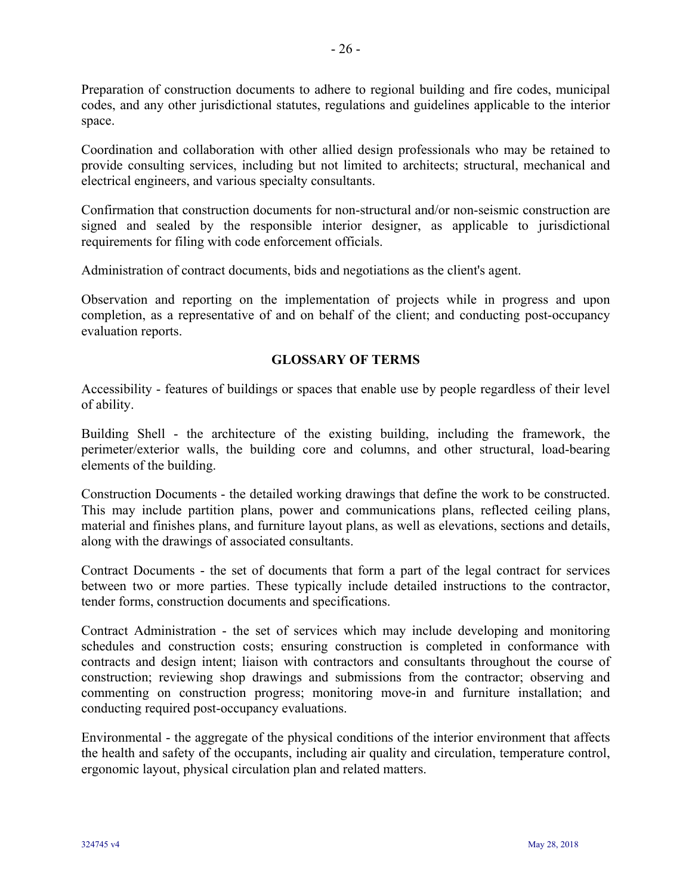Preparation of construction documents to adhere to regional building and fire codes, municipal codes, and any other jurisdictional statutes, regulations and guidelines applicable to the interior space.

Coordination and collaboration with other allied design professionals who may be retained to provide consulting services, including but not limited to architects; structural, mechanical and electrical engineers, and various specialty consultants.

Confirmation that construction documents for non-structural and/or non-seismic construction are signed and sealed by the responsible interior designer, as applicable to jurisdictional requirements for filing with code enforcement officials.

Administration of contract documents, bids and negotiations as the client's agent.

Observation and reporting on the implementation of projects while in progress and upon completion, as a representative of and on behalf of the client; and conducting post-occupancy evaluation reports.

## GLOSSARY OF TERMS

Accessibility - features of buildings or spaces that enable use by people regardless of their level of ability.

Building Shell - the architecture of the existing building, including the framework, the perimeter/exterior walls, the building core and columns, and other structural, load-bearing elements of the building.

Construction Documents - the detailed working drawings that define the work to be constructed. This may include partition plans, power and communications plans, reflected ceiling plans, material and finishes plans, and furniture layout plans, as well as elevations, sections and details, along with the drawings of associated consultants.

Contract Documents - the set of documents that form a part of the legal contract for services between two or more parties. These typically include detailed instructions to the contractor, tender forms, construction documents and specifications.

Contract Administration - the set of services which may include developing and monitoring schedules and construction costs; ensuring construction is completed in conformance with contracts and design intent; liaison with contractors and consultants throughout the course of construction; reviewing shop drawings and submissions from the contractor; observing and commenting on construction progress; monitoring move-in and furniture installation; and conducting required post-occupancy evaluations.

Environmental - the aggregate of the physical conditions of the interior environment that affects the health and safety of the occupants, including air quality and circulation, temperature control, ergonomic layout, physical circulation plan and related matters.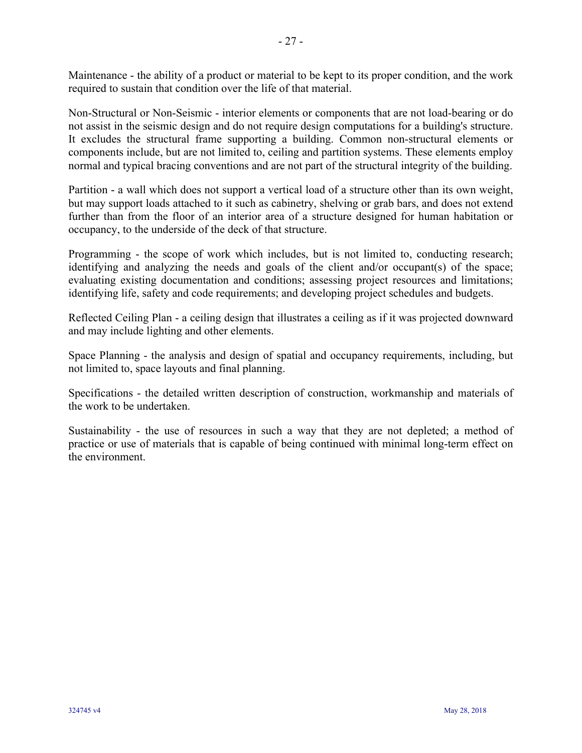Maintenance - the ability of a product or material to be kept to its proper condition, and the work required to sustain that condition over the life of that material.

Non-Structural or Non-Seismic - interior elements or components that are not load-bearing or do not assist in the seismic design and do not require design computations for a building's structure. It excludes the structural frame supporting a building. Common non-structural elements or components include, but are not limited to, ceiling and partition systems. These elements employ normal and typical bracing conventions and are not part of the structural integrity of the building.

Partition - a wall which does not support a vertical load of a structure other than its own weight, but may support loads attached to it such as cabinetry, shelving or grab bars, and does not extend further than from the floor of an interior area of a structure designed for human habitation or occupancy, to the underside of the deck of that structure.

Programming - the scope of work which includes, but is not limited to, conducting research; identifying and analyzing the needs and goals of the client and/or occupant(s) of the space; evaluating existing documentation and conditions; assessing project resources and limitations; identifying life, safety and code requirements; and developing project schedules and budgets.

Reflected Ceiling Plan - a ceiling design that illustrates a ceiling as if it was projected downward and may include lighting and other elements.

Space Planning - the analysis and design of spatial and occupancy requirements, including, but not limited to, space layouts and final planning.

Specifications - the detailed written description of construction, workmanship and materials of the work to be undertaken.

Sustainability - the use of resources in such a way that they are not depleted; a method of practice or use of materials that is capable of being continued with minimal long-term effect on the environment.